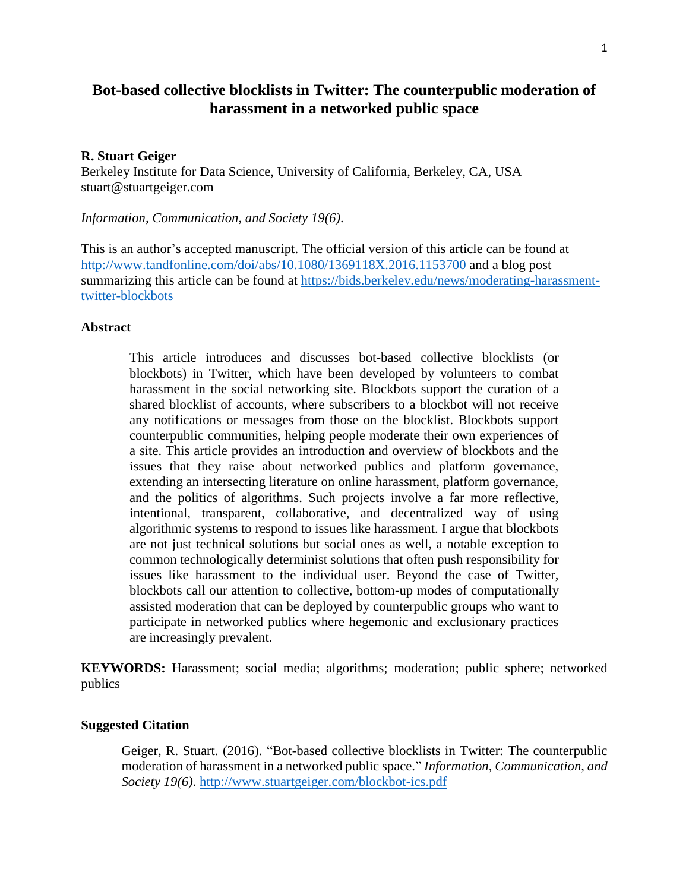# Bot-based collective blocklists in Twitter: The counterpublic moderation of harassment in a networked public space

**R. Stuart Geiger**
Berkeley Institute for Data Science, University of California, Berkeley, CA, USA
stuart@stuartgeiger.com

*Information, Communication, and Society 19(6).*

This is an author's accepted manuscript. The official version of this article can be found at http://www.tandfonline.com/doi/abs/10.1080/1369118X.2016.1153700 and a blog post summarizing this article can be found at https://bids.berkeley.edu/news/moderating-harassment-twitter-blockbots

## Abstract

> This article introduces and discusses bot-based collective blocklists (or blockbots) in Twitter, which have been developed by volunteers to combat harassment in the social networking site. Blockbots support the curation of a shared blocklist of accounts, where subscribers to a blockbot will not receive any notifications or messages from those on the blocklist. Blockbots support counterpublic communities, helping people moderate their own experiences of a site. This article provides an introduction and overview of blockbots and the issues that they raise about networked publics and platform governance, extending an intersecting literature on online harassment, platform governance, and the politics of algorithms. Such projects involve a far more reflective, intentional, transparent, collaborative, and decentralized way of using algorithmic systems to respond to issues like harassment. I argue that blockbots are not just technical solutions but social ones as well, a notable exception to common technologically determinist solutions that often push responsibility for issues like harassment to the individual user. Beyond the case of Twitter, blockbots call our attention to collective, bottom-up modes of computationally assisted moderation that can be deployed by counterpublic groups who want to participate in networked publics where hegemonic and exclusionary practices are increasingly prevalent.

**KEYWORDS:** Harassment; social media; algorithms; moderation; public sphere; networked publics

## Suggested Citation

> Geiger, R. Stuart. (2016). "Bot-based collective blocklists in Twitter: The counterpublic moderation of harassment in a networked public space." *Information, Communication, and Society 19(6)*. http://www.stuartgeiger.com/blockbot-ics.pdf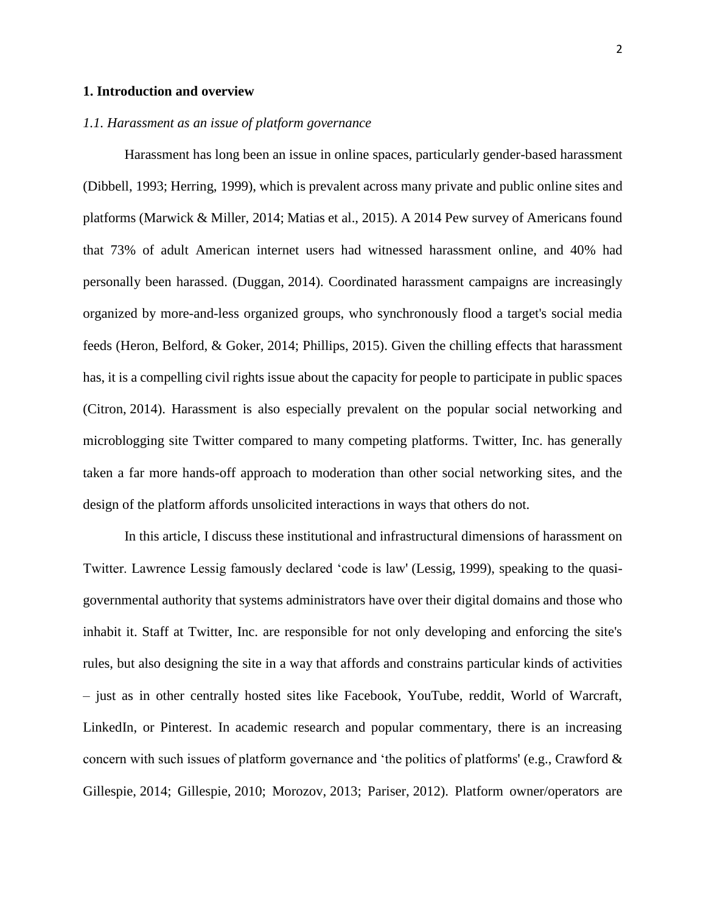## 1. Introduction and overview

### *1.1. Harassment as an issue of platform governance*

Harassment has long been an issue in online spaces, particularly gender-based harassment (Dibbell, 1993; Herring, 1999), which is prevalent across many private and public online sites and platforms (Marwick & Miller, 2014; Matias et al., 2015). A 2014 Pew survey of Americans found that 73% of adult American internet users had witnessed harassment online, and 40% had personally been harassed. (Duggan, 2014). Coordinated harassment campaigns are increasingly organized by more-and-less organized groups, who synchronously flood a target's social media feeds (Heron, Belford, & Goker, 2014; Phillips, 2015). Given the chilling effects that harassment has, it is a compelling civil rights issue about the capacity for people to participate in public spaces (Citron, 2014). Harassment is also especially prevalent on the popular social networking and microblogging site Twitter compared to many competing platforms. Twitter, Inc. has generally taken a far more hands-off approach to moderation than other social networking sites, and the design of the platform affords unsolicited interactions in ways that others do not.

In this article, I discuss these institutional and infrastructural dimensions of harassment on Twitter. Lawrence Lessig famously declared 'code is law' (Lessig, 1999), speaking to the quasi-governmental authority that systems administrators have over their digital domains and those who inhabit it. Staff at Twitter, Inc. are responsible for not only developing and enforcing the site's rules, but also designing the site in a way that affords and constrains particular kinds of activities – just as in other centrally hosted sites like Facebook, YouTube, reddit, World of Warcraft, LinkedIn, or Pinterest. In academic research and popular commentary, there is an increasing concern with such issues of platform governance and 'the politics of platforms' (e.g., Crawford & Gillespie, 2014; Gillespie, 2010; Morozov, 2013; Pariser, 2012). Platform owner/operators are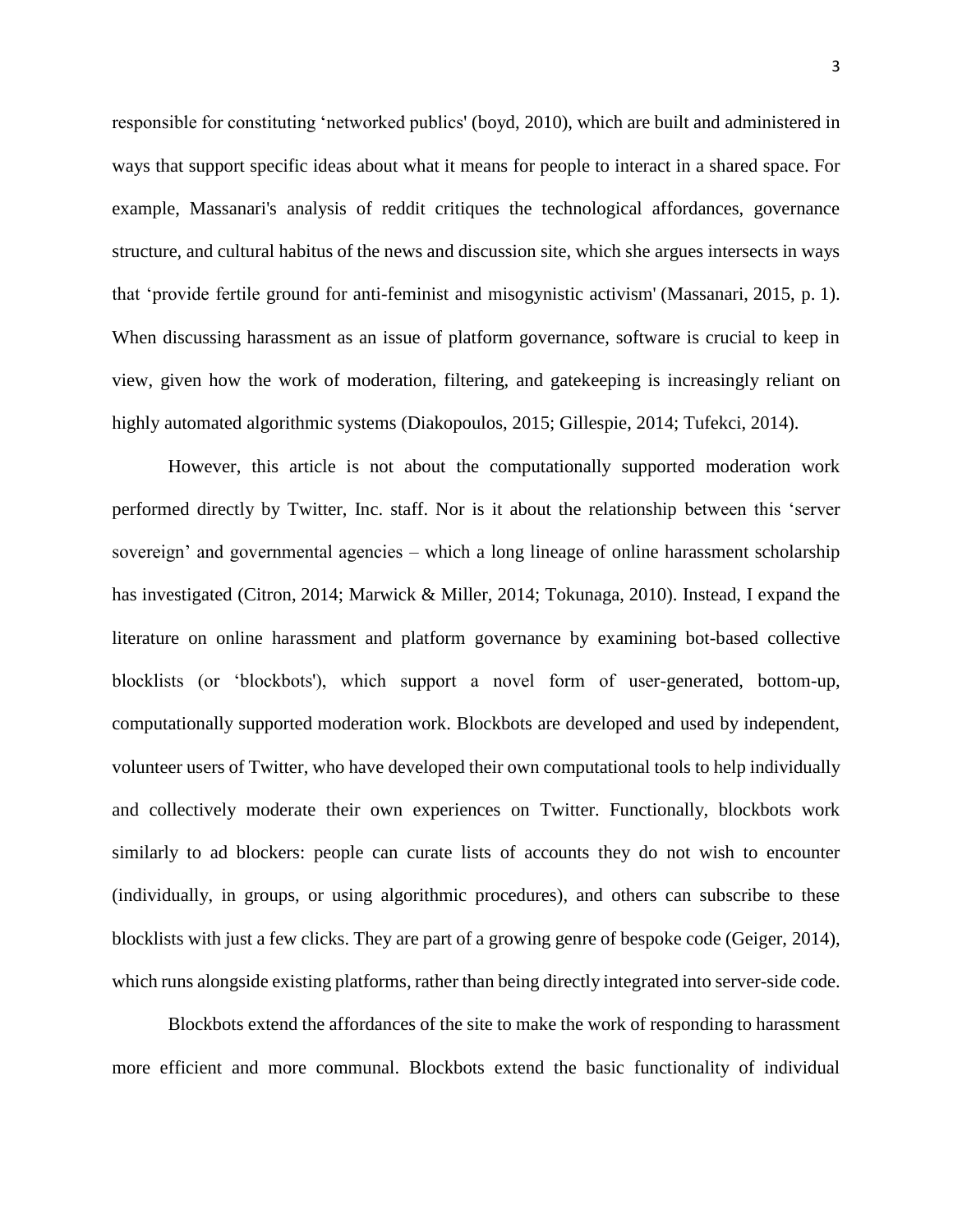responsible for constituting ‘networked publics' (boyd, 2010), which are built and administered in ways that support specific ideas about what it means for people to interact in a shared space. For example, Massanari's analysis of reddit critiques the technological affordances, governance structure, and cultural habitus of the news and discussion site, which she argues intersects in ways that ‘provide fertile ground for anti-feminist and misogynistic activism' (Massanari, 2015, p. 1). When discussing harassment as an issue of platform governance, software is crucial to keep in view, given how the work of moderation, filtering, and gatekeeping is increasingly reliant on highly automated algorithmic systems (Diakopoulos, 2015; Gillespie, 2014; Tufekci, 2014).

However, this article is not about the computationally supported moderation work performed directly by Twitter, Inc. staff. Nor is it about the relationship between this ‘server sovereign’ and governmental agencies – which a long lineage of online harassment scholarship has investigated (Citron, 2014; Marwick & Miller, 2014; Tokunaga, 2010). Instead, I expand the literature on online harassment and platform governance by examining bot-based collective blocklists (or ‘blockbots'), which support a novel form of user-generated, bottom-up, computationally supported moderation work. Blockbots are developed and used by independent, volunteer users of Twitter, who have developed their own computational tools to help individually and collectively moderate their own experiences on Twitter. Functionally, blockbots work similarly to ad blockers: people can curate lists of accounts they do not wish to encounter (individually, in groups, or using algorithmic procedures), and others can subscribe to these blocklists with just a few clicks. They are part of a growing genre of bespoke code (Geiger, 2014), which runs alongside existing platforms, rather than being directly integrated into server-side code.

Blockbots extend the affordances of the site to make the work of responding to harassment more efficient and more communal. Blockbots extend the basic functionality of individual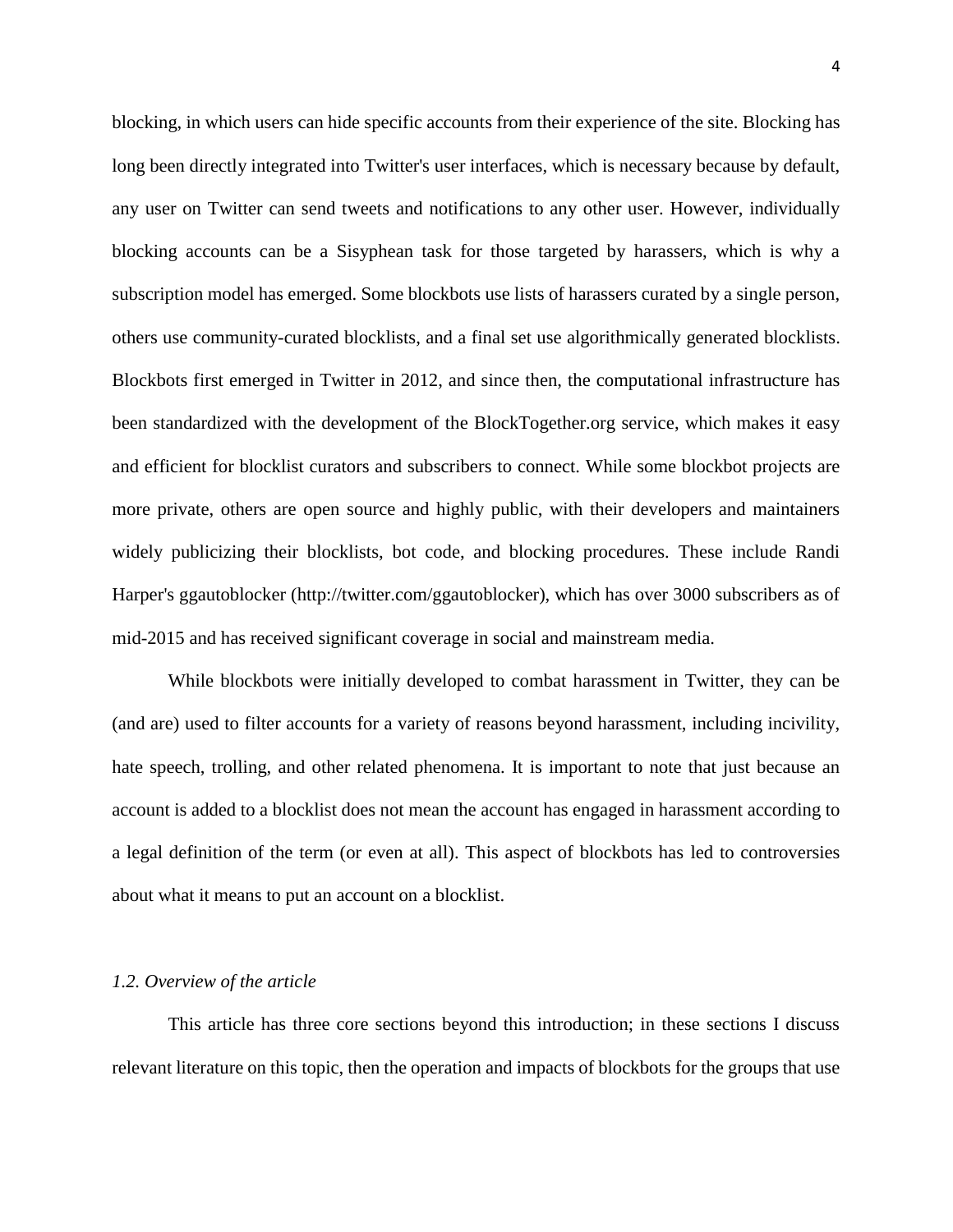blocking, in which users can hide specific accounts from their experience of the site. Blocking has long been directly integrated into Twitter's user interfaces, which is necessary because by default, any user on Twitter can send tweets and notifications to any other user. However, individually blocking accounts can be a Sisyphean task for those targeted by harassers, which is why a subscription model has emerged. Some blockbots use lists of harassers curated by a single person, others use community-curated blocklists, and a final set use algorithmically generated blocklists. Blockbots first emerged in Twitter in 2012, and since then, the computational infrastructure has been standardized with the development of the BlockTogether.org service, which makes it easy and efficient for blocklist curators and subscribers to connect. While some blockbot projects are more private, others are open source and highly public, with their developers and maintainers widely publicizing their blocklists, bot code, and blocking procedures. These include Randi Harper's ggautoblocker (http://twitter.com/ggautoblocker), which has over 3000 subscribers as of mid-2015 and has received significant coverage in social and mainstream media.

While blockbots were initially developed to combat harassment in Twitter, they can be (and are) used to filter accounts for a variety of reasons beyond harassment, including incivility, hate speech, trolling, and other related phenomena. It is important to note that just because an account is added to a blocklist does not mean the account has engaged in harassment according to a legal definition of the term (or even at all). This aspect of blockbots has led to controversies about what it means to put an account on a blocklist.

### *1.2. Overview of the article*

This article has three core sections beyond this introduction; in these sections I discuss relevant literature on this topic, then the operation and impacts of blockbots for the groups that use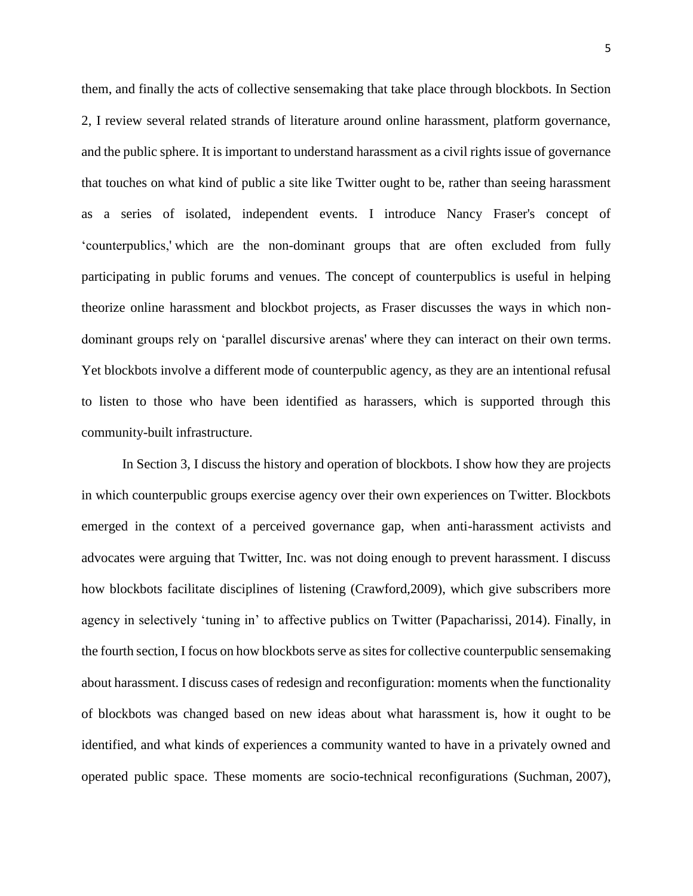them, and finally the acts of collective sensemaking that take place through blockbots. In Section 2, I review several related strands of literature around online harassment, platform governance, and the public sphere. It is important to understand harassment as a civil rights issue of governance that touches on what kind of public a site like Twitter ought to be, rather than seeing harassment as a series of isolated, independent events. I introduce Nancy Fraser's concept of 'counterpublics,' which are the non-dominant groups that are often excluded from fully participating in public forums and venues. The concept of counterpublics is useful in helping theorize online harassment and blockbot projects, as Fraser discusses the ways in which non-dominant groups rely on 'parallel discursive arenas' where they can interact on their own terms. Yet blockbots involve a different mode of counterpublic agency, as they are an intentional refusal to listen to those who have been identified as harassers, which is supported through this community-built infrastructure.

In Section 3, I discuss the history and operation of blockbots. I show how they are projects in which counterpublic groups exercise agency over their own experiences on Twitter. Blockbots emerged in the context of a perceived governance gap, when anti-harassment activists and advocates were arguing that Twitter, Inc. was not doing enough to prevent harassment. I discuss how blockbots facilitate disciplines of listening (Crawford,2009), which give subscribers more agency in selectively 'tuning in' to affective publics on Twitter (Papacharissi, 2014). Finally, in the fourth section, I focus on how blockbots serve as sites for collective counterpublic sensemaking about harassment. I discuss cases of redesign and reconfiguration: moments when the functionality of blockbots was changed based on new ideas about what harassment is, how it ought to be identified, and what kinds of experiences a community wanted to have in a privately owned and operated public space. These moments are socio-technical reconfigurations (Suchman, 2007),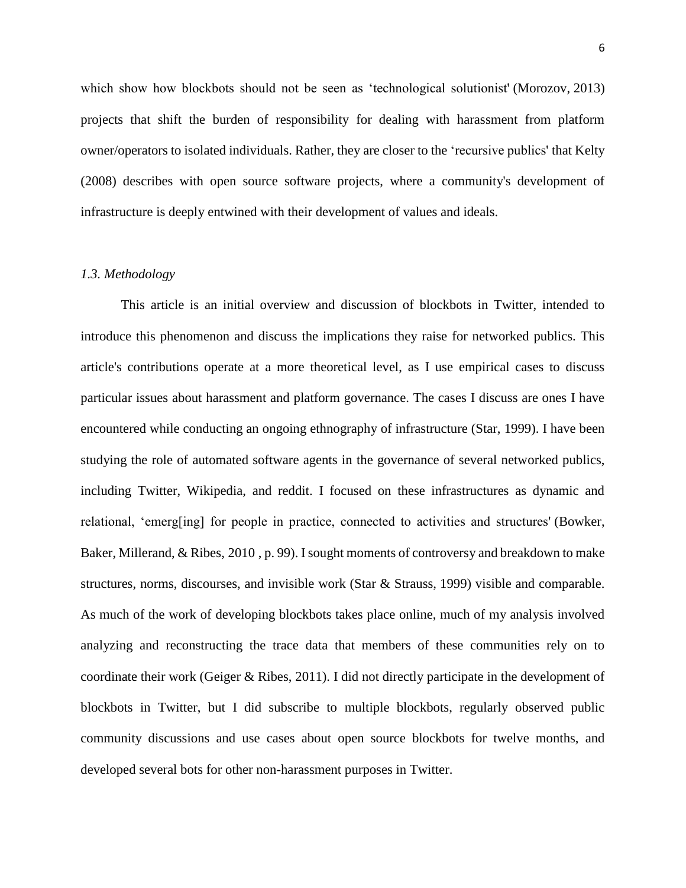which show how blockbots should not be seen as 'technological solutionist' (Morozov, 2013) projects that shift the burden of responsibility for dealing with harassment from platform owner/operators to isolated individuals. Rather, they are closer to the 'recursive publics' that Kelty (2008) describes with open source software projects, where a community's development of infrastructure is deeply entwined with their development of values and ideals.

### *1.3. Methodology*

This article is an initial overview and discussion of blockbots in Twitter, intended to introduce this phenomenon and discuss the implications they raise for networked publics. This article's contributions operate at a more theoretical level, as I use empirical cases to discuss particular issues about harassment and platform governance. The cases I discuss are ones I have encountered while conducting an ongoing ethnography of infrastructure (Star, 1999). I have been studying the role of automated software agents in the governance of several networked publics, including Twitter, Wikipedia, and reddit. I focused on these infrastructures as dynamic and relational, 'emerg[ing] for people in practice, connected to activities and structures' (Bowker, Baker, Millerand, & Ribes, 2010 , p. 99). I sought moments of controversy and breakdown to make structures, norms, discourses, and invisible work (Star & Strauss, 1999) visible and comparable. As much of the work of developing blockbots takes place online, much of my analysis involved analyzing and reconstructing the trace data that members of these communities rely on to coordinate their work (Geiger & Ribes, 2011). I did not directly participate in the development of blockbots in Twitter, but I did subscribe to multiple blockbots, regularly observed public community discussions and use cases about open source blockbots for twelve months, and developed several bots for other non-harassment purposes in Twitter.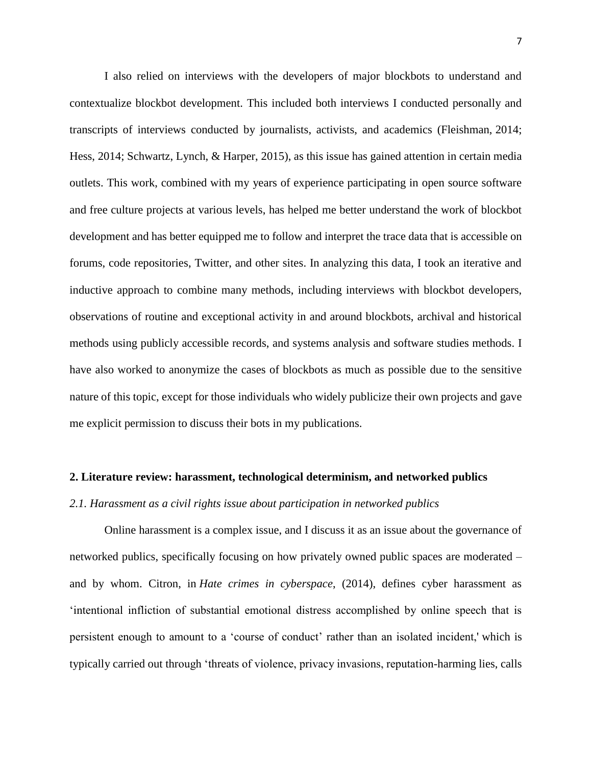I also relied on interviews with the developers of major blockbots to understand and contextualize blockbot development. This included both interviews I conducted personally and transcripts of interviews conducted by journalists, activists, and academics (Fleishman, 2014; Hess, 2014; Schwartz, Lynch, & Harper, 2015), as this issue has gained attention in certain media outlets. This work, combined with my years of experience participating in open source software and free culture projects at various levels, has helped me better understand the work of blockbot development and has better equipped me to follow and interpret the trace data that is accessible on forums, code repositories, Twitter, and other sites. In analyzing this data, I took an iterative and inductive approach to combine many methods, including interviews with blockbot developers, observations of routine and exceptional activity in and around blockbots, archival and historical methods using publicly accessible records, and systems analysis and software studies methods. I have also worked to anonymize the cases of blockbots as much as possible due to the sensitive nature of this topic, except for those individuals who widely publicize their own projects and gave me explicit permission to discuss their bots in my publications.

## 2. Literature review: harassment, technological determinism, and networked publics

### *2.1. Harassment as a civil rights issue about participation in networked publics*

Online harassment is a complex issue, and I discuss it as an issue about the governance of networked publics, specifically focusing on how privately owned public spaces are moderated – and by whom. Citron, in *Hate crimes in cyberspace*, (2014), defines cyber harassment as 'intentional infliction of substantial emotional distress accomplished by online speech that is persistent enough to amount to a 'course of conduct' rather than an isolated incident,' which is typically carried out through 'threats of violence, privacy invasions, reputation-harming lies, calls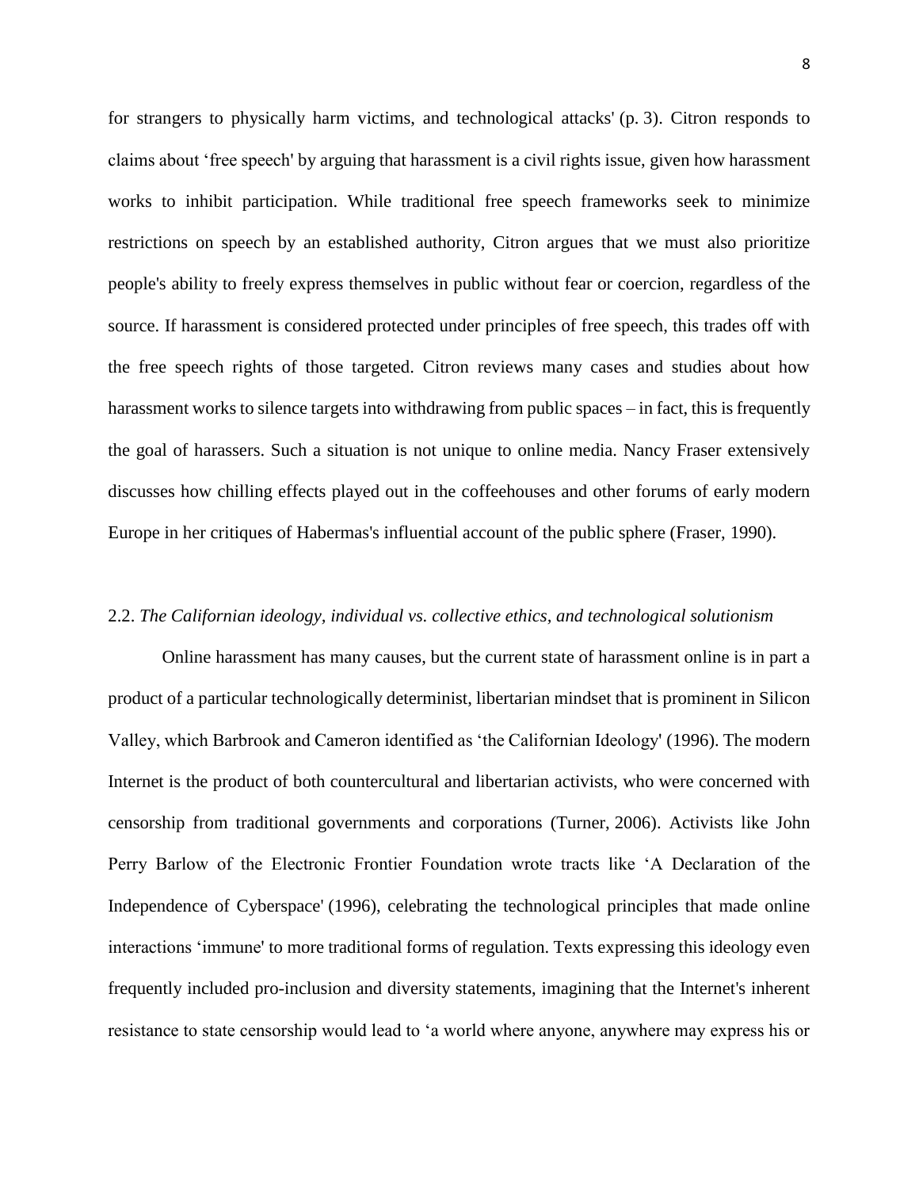for strangers to physically harm victims, and technological attacks' (p. 3). Citron responds to claims about 'free speech' by arguing that harassment is a civil rights issue, given how harassment works to inhibit participation. While traditional free speech frameworks seek to minimize restrictions on speech by an established authority, Citron argues that we must also prioritize people's ability to freely express themselves in public without fear or coercion, regardless of the source. If harassment is considered protected under principles of free speech, this trades off with the free speech rights of those targeted. Citron reviews many cases and studies about how harassment works to silence targets into withdrawing from public spaces – in fact, this is frequently the goal of harassers. Such a situation is not unique to online media. Nancy Fraser extensively discusses how chilling effects played out in the coffeehouses and other forums of early modern Europe in her critiques of Habermas's influential account of the public sphere (Fraser, 1990).

### 2.2. *The Californian ideology, individual vs. collective ethics, and technological solutionism*

Online harassment has many causes, but the current state of harassment online is in part a product of a particular technologically determinist, libertarian mindset that is prominent in Silicon Valley, which Barbrook and Cameron identified as 'the Californian Ideology' (1996). The modern Internet is the product of both countercultural and libertarian activists, who were concerned with censorship from traditional governments and corporations (Turner, 2006). Activists like John Perry Barlow of the Electronic Frontier Foundation wrote tracts like 'A Declaration of the Independence of Cyberspace' (1996), celebrating the technological principles that made online interactions 'immune' to more traditional forms of regulation. Texts expressing this ideology even frequently included pro-inclusion and diversity statements, imagining that the Internet's inherent resistance to state censorship would lead to 'a world where anyone, anywhere may express his or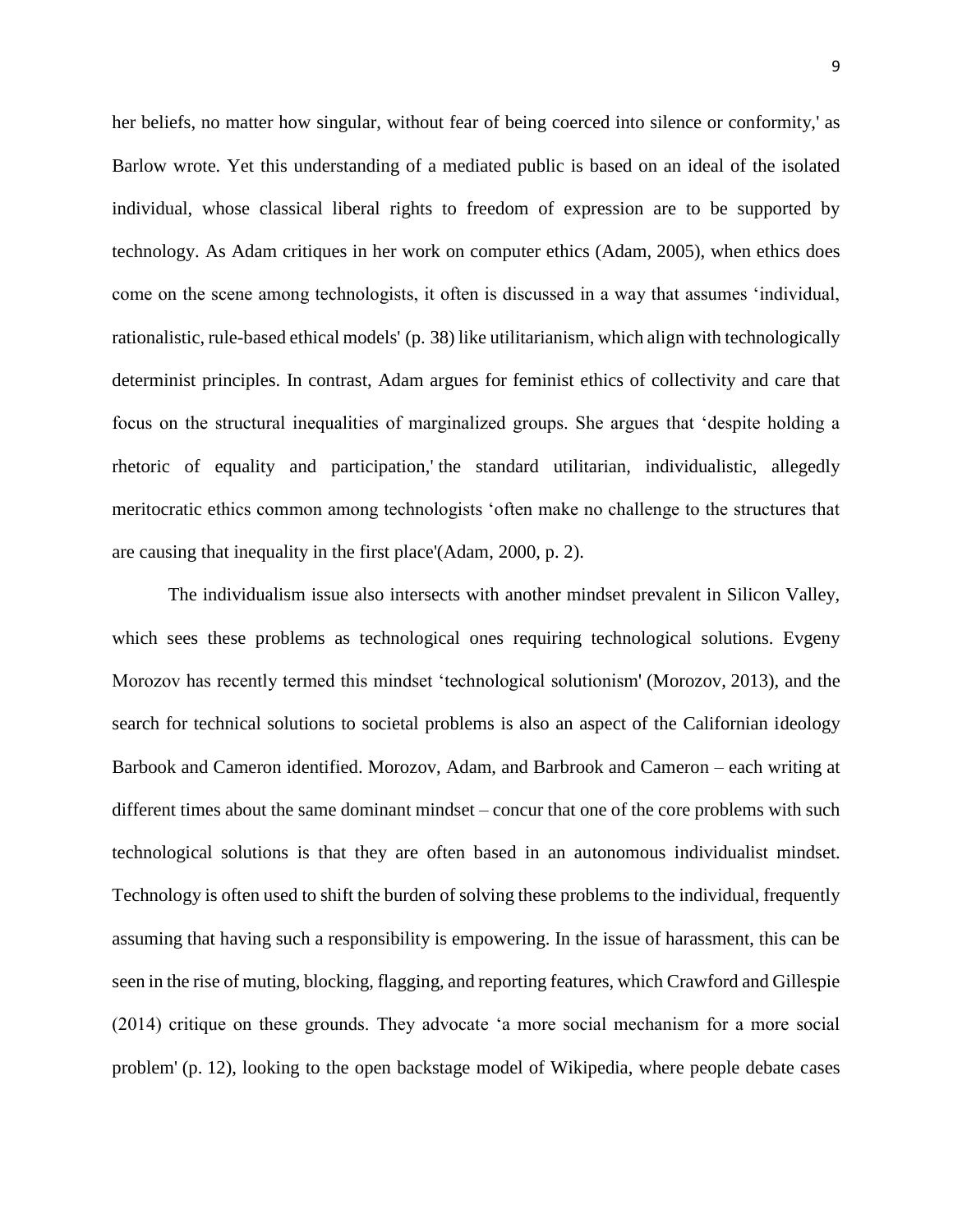her beliefs, no matter how singular, without fear of being coerced into silence or conformity,' as Barlow wrote. Yet this understanding of a mediated public is based on an ideal of the isolated individual, whose classical liberal rights to freedom of expression are to be supported by technology. As Adam critiques in her work on computer ethics (Adam, 2005), when ethics does come on the scene among technologists, it often is discussed in a way that assumes 'individual, rationalistic, rule-based ethical models' (p. 38) like utilitarianism, which align with technologically determinist principles. In contrast, Adam argues for feminist ethics of collectivity and care that focus on the structural inequalities of marginalized groups. She argues that 'despite holding a rhetoric of equality and participation,' the standard utilitarian, individualistic, allegedly meritocratic ethics common among technologists 'often make no challenge to the structures that are causing that inequality in the first place'(Adam, 2000, p. 2).

The individualism issue also intersects with another mindset prevalent in Silicon Valley, which sees these problems as technological ones requiring technological solutions. Evgeny Morozov has recently termed this mindset 'technological solutionism' (Morozov, 2013), and the search for technical solutions to societal problems is also an aspect of the Californian ideology Barbook and Cameron identified. Morozov, Adam, and Barbrook and Cameron – each writing at different times about the same dominant mindset – concur that one of the core problems with such technological solutions is that they are often based in an autonomous individualist mindset. Technology is often used to shift the burden of solving these problems to the individual, frequently assuming that having such a responsibility is empowering. In the issue of harassment, this can be seen in the rise of muting, blocking, flagging, and reporting features, which Crawford and Gillespie (2014) critique on these grounds. They advocate 'a more social mechanism for a more social problem' (p. 12), looking to the open backstage model of Wikipedia, where people debate cases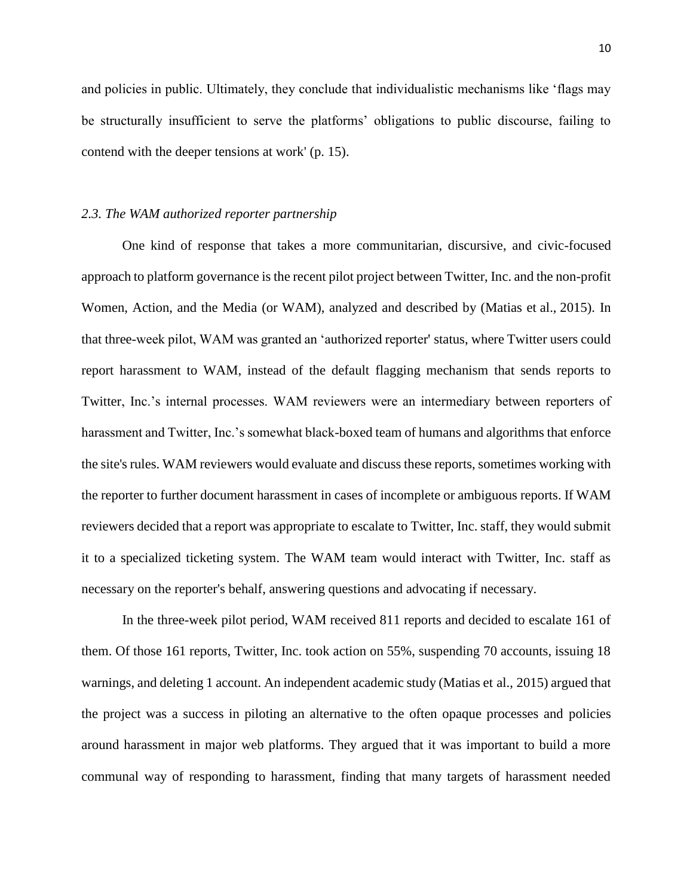and policies in public. Ultimately, they conclude that individualistic mechanisms like 'flags may be structurally insufficient to serve the platforms' obligations to public discourse, failing to contend with the deeper tensions at work' (p. 15).

### *2.3. The WAM authorized reporter partnership*

One kind of response that takes a more communitarian, discursive, and civic-focused approach to platform governance is the recent pilot project between Twitter, Inc. and the non-profit Women, Action, and the Media (or WAM), analyzed and described by (Matias et al., 2015). In that three-week pilot, WAM was granted an 'authorized reporter' status, where Twitter users could report harassment to WAM, instead of the default flagging mechanism that sends reports to Twitter, Inc.'s internal processes. WAM reviewers were an intermediary between reporters of harassment and Twitter, Inc.'s somewhat black-boxed team of humans and algorithms that enforce the site's rules. WAM reviewers would evaluate and discuss these reports, sometimes working with the reporter to further document harassment in cases of incomplete or ambiguous reports. If WAM reviewers decided that a report was appropriate to escalate to Twitter, Inc. staff, they would submit it to a specialized ticketing system. The WAM team would interact with Twitter, Inc. staff as necessary on the reporter's behalf, answering questions and advocating if necessary.

In the three-week pilot period, WAM received 811 reports and decided to escalate 161 of them. Of those 161 reports, Twitter, Inc. took action on 55%, suspending 70 accounts, issuing 18 warnings, and deleting 1 account. An independent academic study (Matias et al., 2015) argued that the project was a success in piloting an alternative to the often opaque processes and policies around harassment in major web platforms. They argued that it was important to build a more communal way of responding to harassment, finding that many targets of harassment needed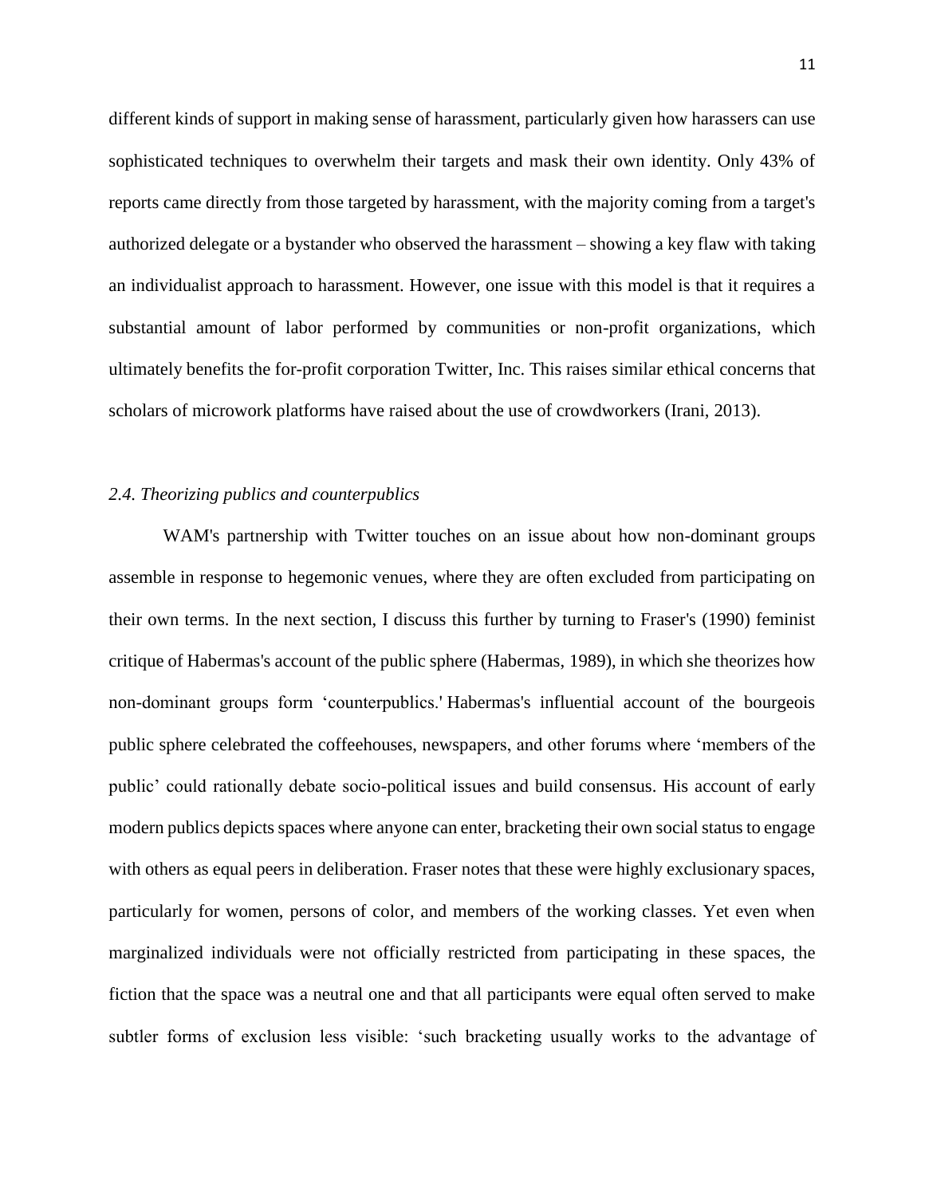different kinds of support in making sense of harassment, particularly given how harassers can use sophisticated techniques to overwhelm their targets and mask their own identity. Only 43% of reports came directly from those targeted by harassment, with the majority coming from a target's authorized delegate or a bystander who observed the harassment – showing a key flaw with taking an individualist approach to harassment. However, one issue with this model is that it requires a substantial amount of labor performed by communities or non-profit organizations, which ultimately benefits the for-profit corporation Twitter, Inc. This raises similar ethical concerns that scholars of microwork platforms have raised about the use of crowdworkers (Irani, 2013).

### *2.4. Theorizing publics and counterpublics*

WAM's partnership with Twitter touches on an issue about how non-dominant groups assemble in response to hegemonic venues, where they are often excluded from participating on their own terms. In the next section, I discuss this further by turning to Fraser's (1990) feminist critique of Habermas's account of the public sphere (Habermas, 1989), in which she theorizes how non-dominant groups form 'counterpublics.' Habermas's influential account of the bourgeois public sphere celebrated the coffeehouses, newspapers, and other forums where 'members of the public' could rationally debate socio-political issues and build consensus. His account of early modern publics depicts spaces where anyone can enter, bracketing their own social status to engage with others as equal peers in deliberation. Fraser notes that these were highly exclusionary spaces, particularly for women, persons of color, and members of the working classes. Yet even when marginalized individuals were not officially restricted from participating in these spaces, the fiction that the space was a neutral one and that all participants were equal often served to make subtler forms of exclusion less visible: 'such bracketing usually works to the advantage of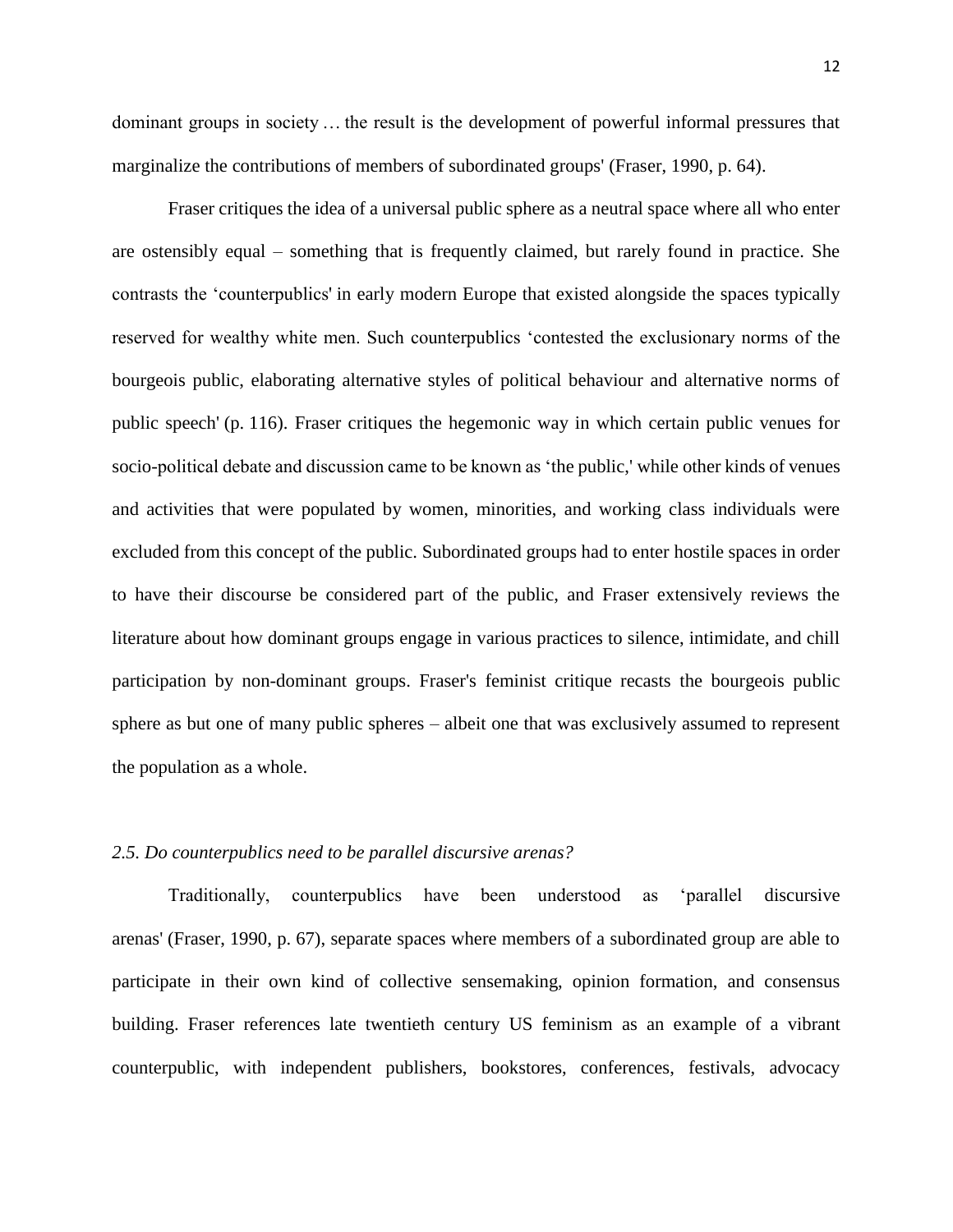dominant groups in society … the result is the development of powerful informal pressures that marginalize the contributions of members of subordinated groups' (Fraser, 1990, p. 64).

Fraser critiques the idea of a universal public sphere as a neutral space where all who enter are ostensibly equal – something that is frequently claimed, but rarely found in practice. She contrasts the 'counterpublics' in early modern Europe that existed alongside the spaces typically reserved for wealthy white men. Such counterpublics 'contested the exclusionary norms of the bourgeois public, elaborating alternative styles of political behaviour and alternative norms of public speech' (p. 116). Fraser critiques the hegemonic way in which certain public venues for socio-political debate and discussion came to be known as 'the public,' while other kinds of venues and activities that were populated by women, minorities, and working class individuals were excluded from this concept of the public. Subordinated groups had to enter hostile spaces in order to have their discourse be considered part of the public, and Fraser extensively reviews the literature about how dominant groups engage in various practices to silence, intimidate, and chill participation by non-dominant groups. Fraser's feminist critique recasts the bourgeois public sphere as but one of many public spheres – albeit one that was exclusively assumed to represent the population as a whole.

### *2.5. Do counterpublics need to be parallel discursive arenas?*

Traditionally, counterpublics have been understood as 'parallel discursive arenas' (Fraser, 1990, p. 67), separate spaces where members of a subordinated group are able to participate in their own kind of collective sensemaking, opinion formation, and consensus building. Fraser references late twentieth century US feminism as an example of a vibrant counterpublic, with independent publishers, bookstores, conferences, festivals, advocacy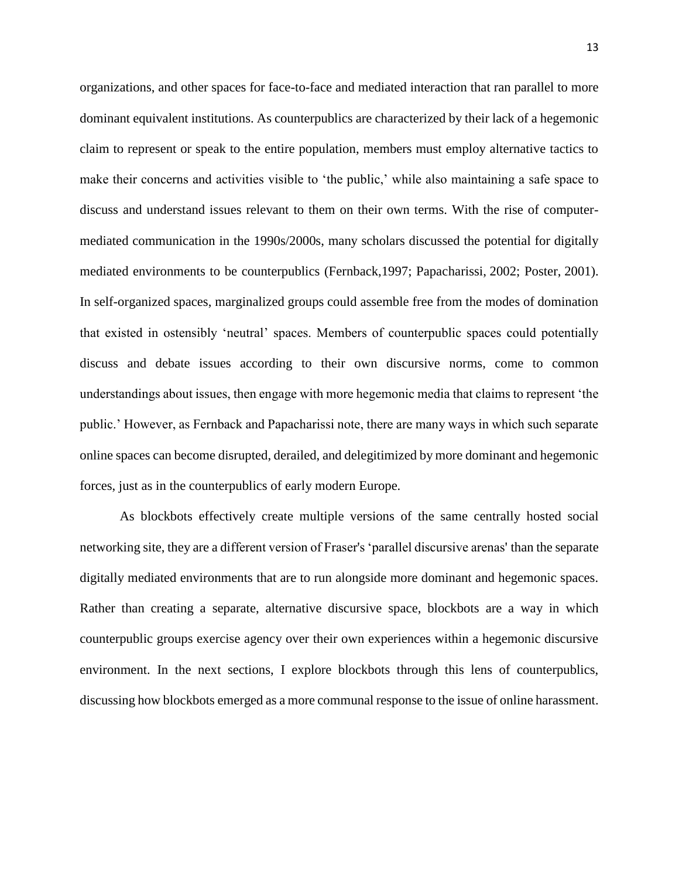organizations, and other spaces for face-to-face and mediated interaction that ran parallel to more dominant equivalent institutions. As counterpublics are characterized by their lack of a hegemonic claim to represent or speak to the entire population, members must employ alternative tactics to make their concerns and activities visible to 'the public,' while also maintaining a safe space to discuss and understand issues relevant to them on their own terms. With the rise of computer-mediated communication in the 1990s/2000s, many scholars discussed the potential for digitally mediated environments to be counterpublics (Fernback,1997; Papacharissi, 2002; Poster, 2001). In self-organized spaces, marginalized groups could assemble free from the modes of domination that existed in ostensibly 'neutral' spaces. Members of counterpublic spaces could potentially discuss and debate issues according to their own discursive norms, come to common understandings about issues, then engage with more hegemonic media that claims to represent 'the public.' However, as Fernback and Papacharissi note, there are many ways in which such separate online spaces can become disrupted, derailed, and delegitimized by more dominant and hegemonic forces, just as in the counterpublics of early modern Europe.

As blockbots effectively create multiple versions of the same centrally hosted social networking site, they are a different version of Fraser's 'parallel discursive arenas' than the separate digitally mediated environments that are to run alongside more dominant and hegemonic spaces. Rather than creating a separate, alternative discursive space, blockbots are a way in which counterpublic groups exercise agency over their own experiences within a hegemonic discursive environment. In the next sections, I explore blockbots through this lens of counterpublics, discussing how blockbots emerged as a more communal response to the issue of online harassment.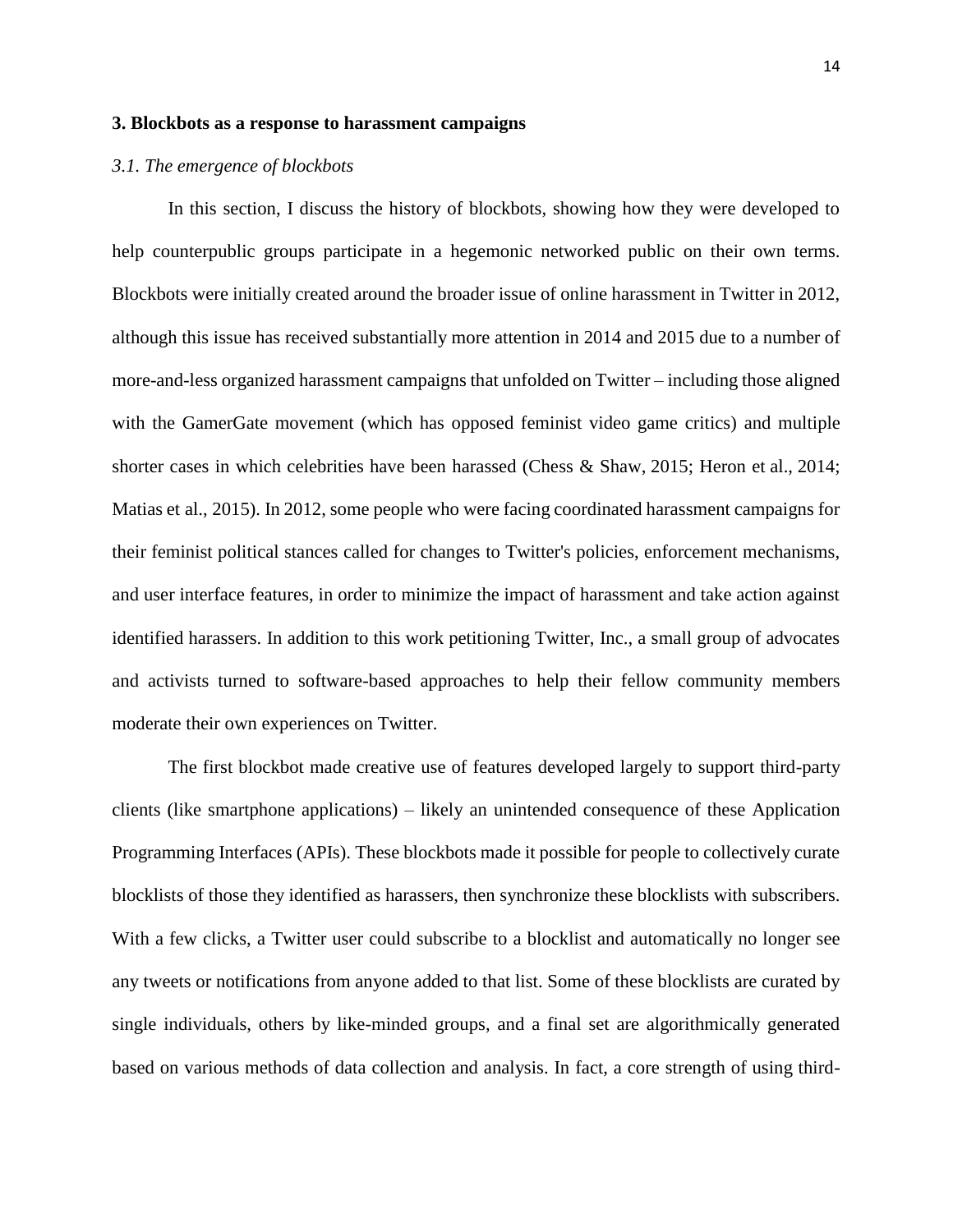## 3. Blockbots as a response to harassment campaigns

### *3.1. The emergence of blockbots*

In this section, I discuss the history of blockbots, showing how they were developed to help counterpublic groups participate in a hegemonic networked public on their own terms. Blockbots were initially created around the broader issue of online harassment in Twitter in 2012, although this issue has received substantially more attention in 2014 and 2015 due to a number of more-and-less organized harassment campaigns that unfolded on Twitter – including those aligned with the GamerGate movement (which has opposed feminist video game critics) and multiple shorter cases in which celebrities have been harassed (Chess & Shaw, 2015; Heron et al., 2014; Matias et al., 2015). In 2012, some people who were facing coordinated harassment campaigns for their feminist political stances called for changes to Twitter's policies, enforcement mechanisms, and user interface features, in order to minimize the impact of harassment and take action against identified harassers. In addition to this work petitioning Twitter, Inc., a small group of advocates and activists turned to software-based approaches to help their fellow community members moderate their own experiences on Twitter.

The first blockbot made creative use of features developed largely to support third-party clients (like smartphone applications) – likely an unintended consequence of these Application Programming Interfaces (APIs). These blockbots made it possible for people to collectively curate blocklists of those they identified as harassers, then synchronize these blocklists with subscribers. With a few clicks, a Twitter user could subscribe to a blocklist and automatically no longer see any tweets or notifications from anyone added to that list. Some of these blocklists are curated by single individuals, others by like-minded groups, and a final set are algorithmically generated based on various methods of data collection and analysis. In fact, a core strength of using third-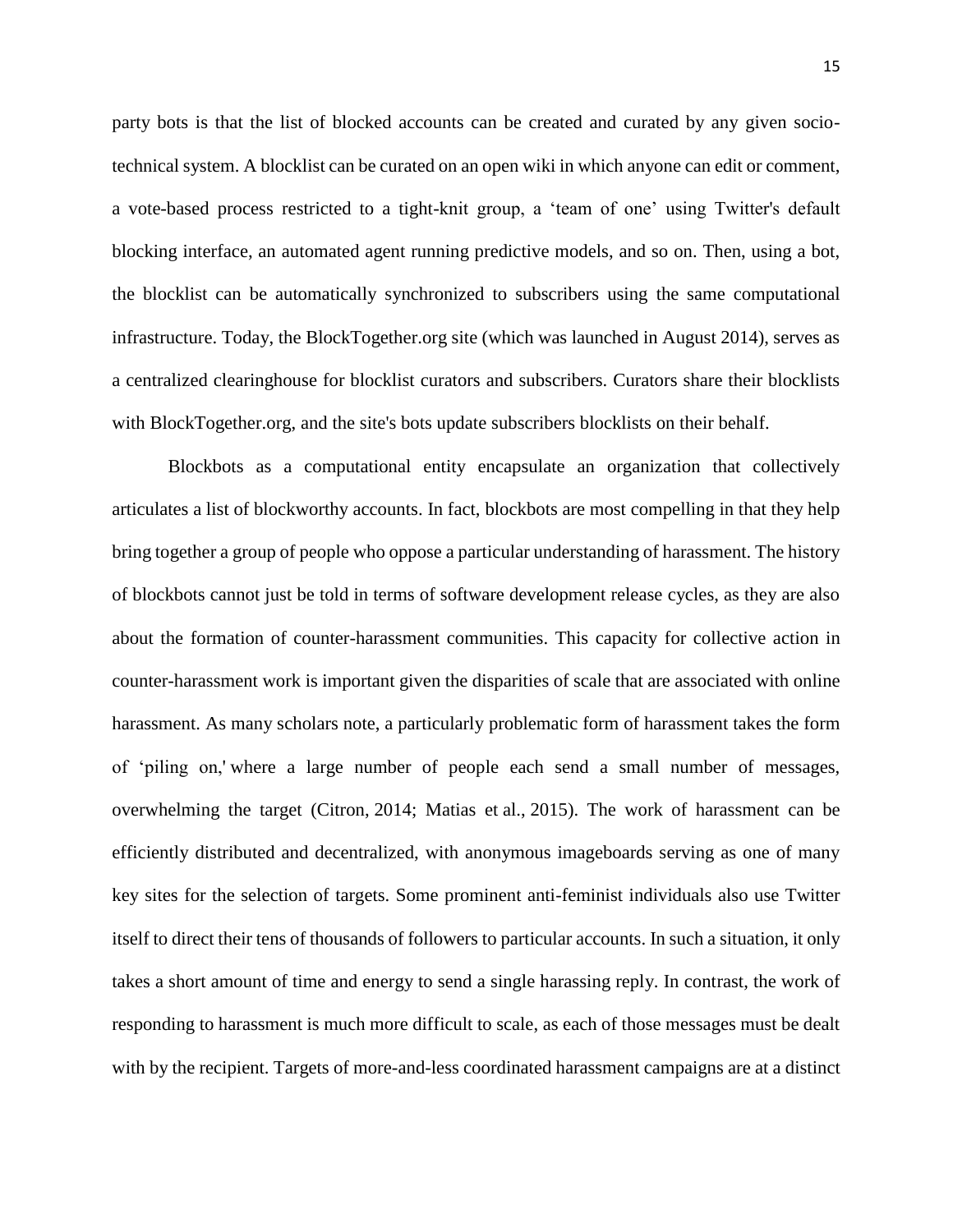party bots is that the list of blocked accounts can be created and curated by any given socio-technical system. A blocklist can be curated on an open wiki in which anyone can edit or comment, a vote-based process restricted to a tight-knit group, a 'team of one' using Twitter's default blocking interface, an automated agent running predictive models, and so on. Then, using a bot, the blocklist can be automatically synchronized to subscribers using the same computational infrastructure. Today, the BlockTogether.org site (which was launched in August 2014), serves as a centralized clearinghouse for blocklist curators and subscribers. Curators share their blocklists with BlockTogether.org, and the site's bots update subscribers blocklists on their behalf.

Blockbots as a computational entity encapsulate an organization that collectively articulates a list of blockworthy accounts. In fact, blockbots are most compelling in that they help bring together a group of people who oppose a particular understanding of harassment. The history of blockbots cannot just be told in terms of software development release cycles, as they are also about the formation of counter-harassment communities. This capacity for collective action in counter-harassment work is important given the disparities of scale that are associated with online harassment. As many scholars note, a particularly problematic form of harassment takes the form of 'piling on,' where a large number of people each send a small number of messages, overwhelming the target (Citron, 2014; Matias et al., 2015). The work of harassment can be efficiently distributed and decentralized, with anonymous imageboards serving as one of many key sites for the selection of targets. Some prominent anti-feminist individuals also use Twitter itself to direct their tens of thousands of followers to particular accounts. In such a situation, it only takes a short amount of time and energy to send a single harassing reply. In contrast, the work of responding to harassment is much more difficult to scale, as each of those messages must be dealt with by the recipient. Targets of more-and-less coordinated harassment campaigns are at a distinct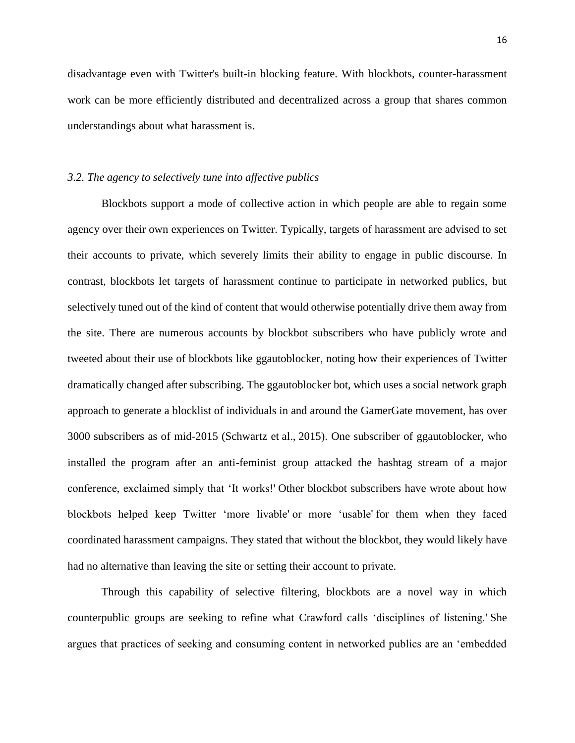disadvantage even with Twitter's built-in blocking feature. With blockbots, counter-harassment work can be more efficiently distributed and decentralized across a group that shares common understandings about what harassment is.

### *3.2. The agency to selectively tune into affective publics*

Blockbots support a mode of collective action in which people are able to regain some agency over their own experiences on Twitter. Typically, targets of harassment are advised to set their accounts to private, which severely limits their ability to engage in public discourse. In contrast, blockbots let targets of harassment continue to participate in networked publics, but selectively tuned out of the kind of content that would otherwise potentially drive them away from the site. There are numerous accounts by blockbot subscribers who have publicly wrote and tweeted about their use of blockbots like ggautoblocker, noting how their experiences of Twitter dramatically changed after subscribing. The ggautoblocker bot, which uses a social network graph approach to generate a blocklist of individuals in and around the GamerGate movement, has over 3000 subscribers as of mid-2015 (Schwartz et al., 2015). One subscriber of ggautoblocker, who installed the program after an anti-feminist group attacked the hashtag stream of a major conference, exclaimed simply that 'It works!' Other blockbot subscribers have wrote about how blockbots helped keep Twitter 'more livable' or more 'usable' for them when they faced coordinated harassment campaigns. They stated that without the blockbot, they would likely have had no alternative than leaving the site or setting their account to private.

Through this capability of selective filtering, blockbots are a novel way in which counterpublic groups are seeking to refine what Crawford calls 'disciplines of listening.' She argues that practices of seeking and consuming content in networked publics are an 'embedded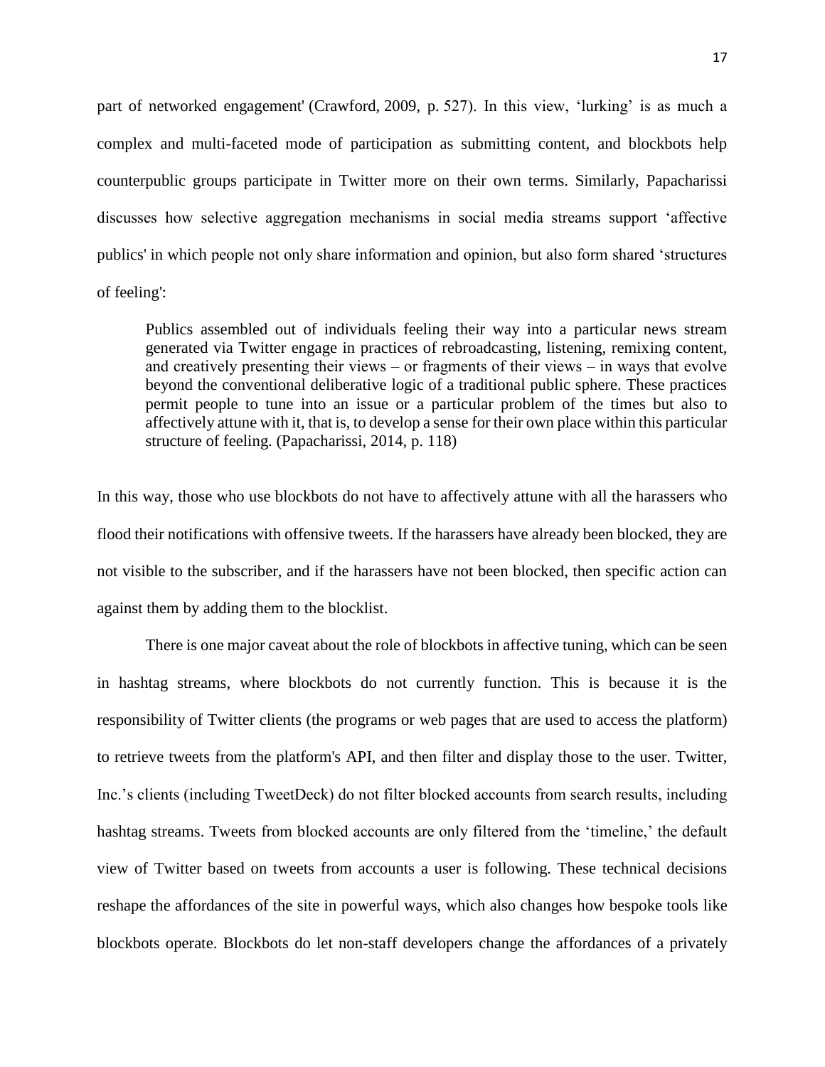part of networked engagement' (Crawford, 2009, p. 527). In this view, 'lurking' is as much a complex and multi-faceted mode of participation as submitting content, and blockbots help counterpublic groups participate in Twitter more on their own terms. Similarly, Papacharissi discusses how selective aggregation mechanisms in social media streams support 'affective publics' in which people not only share information and opinion, but also form shared 'structures of feeling':

> Publics assembled out of individuals feeling their way into a particular news stream generated via Twitter engage in practices of rebroadcasting, listening, remixing content, and creatively presenting their views – or fragments of their views – in ways that evolve beyond the conventional deliberative logic of a traditional public sphere. These practices permit people to tune into an issue or a particular problem of the times but also to affectively attune with it, that is, to develop a sense for their own place within this particular structure of feeling. (Papacharissi, 2014, p. 118)

In this way, those who use blockbots do not have to affectively attune with all the harassers who flood their notifications with offensive tweets. If the harassers have already been blocked, they are not visible to the subscriber, and if the harassers have not been blocked, then specific action can against them by adding them to the blocklist.

There is one major caveat about the role of blockbots in affective tuning, which can be seen in hashtag streams, where blockbots do not currently function. This is because it is the responsibility of Twitter clients (the programs or web pages that are used to access the platform) to retrieve tweets from the platform's API, and then filter and display those to the user. Twitter, Inc.'s clients (including TweetDeck) do not filter blocked accounts from search results, including hashtag streams. Tweets from blocked accounts are only filtered from the 'timeline,' the default view of Twitter based on tweets from accounts a user is following. These technical decisions reshape the affordances of the site in powerful ways, which also changes how bespoke tools like blockbots operate. Blockbots do let non-staff developers change the affordances of a privately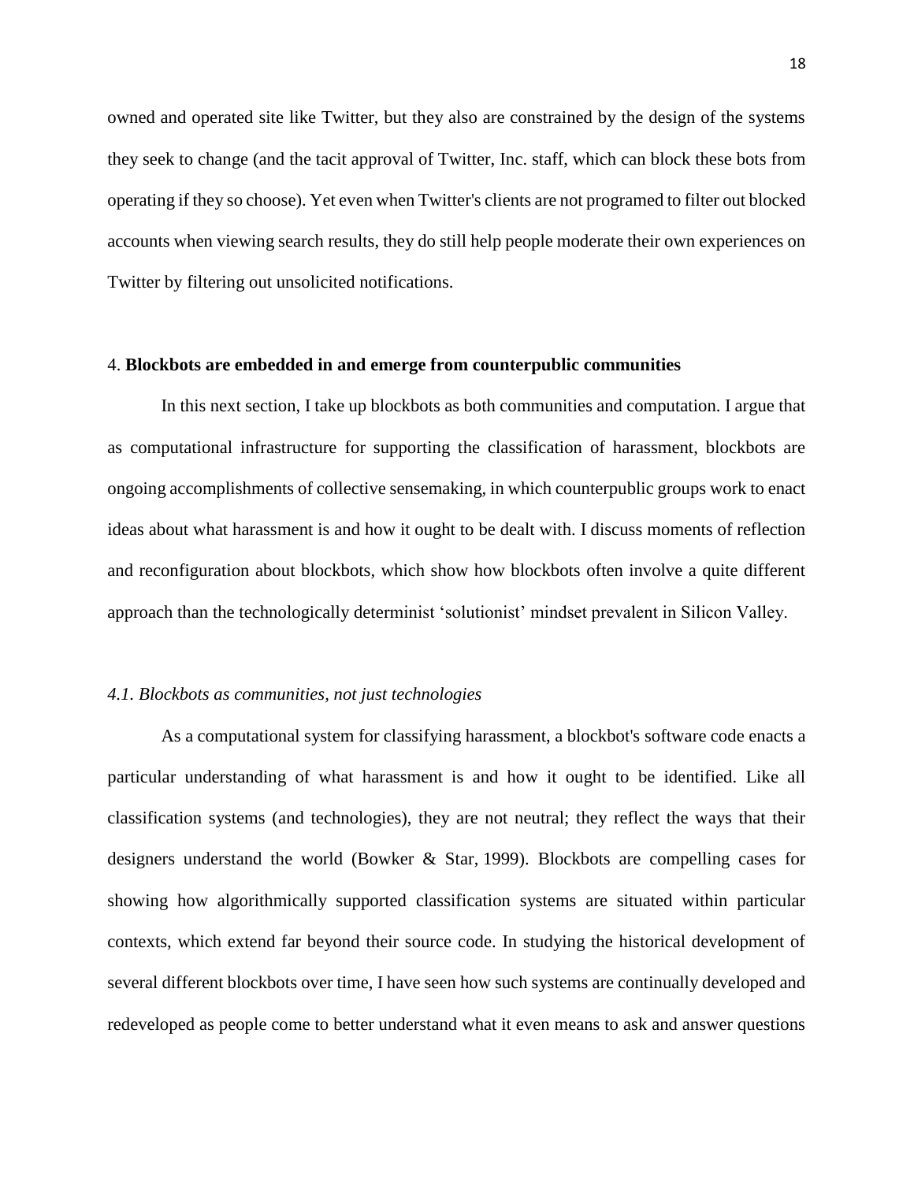owned and operated site like Twitter, but they also are constrained by the design of the systems they seek to change (and the tacit approval of Twitter, Inc. staff, which can block these bots from operating if they so choose). Yet even when Twitter's clients are not programed to filter out blocked accounts when viewing search results, they do still help people moderate their own experiences on Twitter by filtering out unsolicited notifications.

## 4. **Blockbots are embedded in and emerge from counterpublic communities**

In this next section, I take up blockbots as both communities and computation. I argue that as computational infrastructure for supporting the classification of harassment, blockbots are ongoing accomplishments of collective sensemaking, in which counterpublic groups work to enact ideas about what harassment is and how it ought to be dealt with. I discuss moments of reflection and reconfiguration about blockbots, which show how blockbots often involve a quite different approach than the technologically determinist 'solutionist' mindset prevalent in Silicon Valley.

### *4.1. Blockbots as communities, not just technologies*

As a computational system for classifying harassment, a blockbot's software code enacts a particular understanding of what harassment is and how it ought to be identified. Like all classification systems (and technologies), they are not neutral; they reflect the ways that their designers understand the world (Bowker & Star, 1999). Blockbots are compelling cases for showing how algorithmically supported classification systems are situated within particular contexts, which extend far beyond their source code. In studying the historical development of several different blockbots over time, I have seen how such systems are continually developed and redeveloped as people come to better understand what it even means to ask and answer questions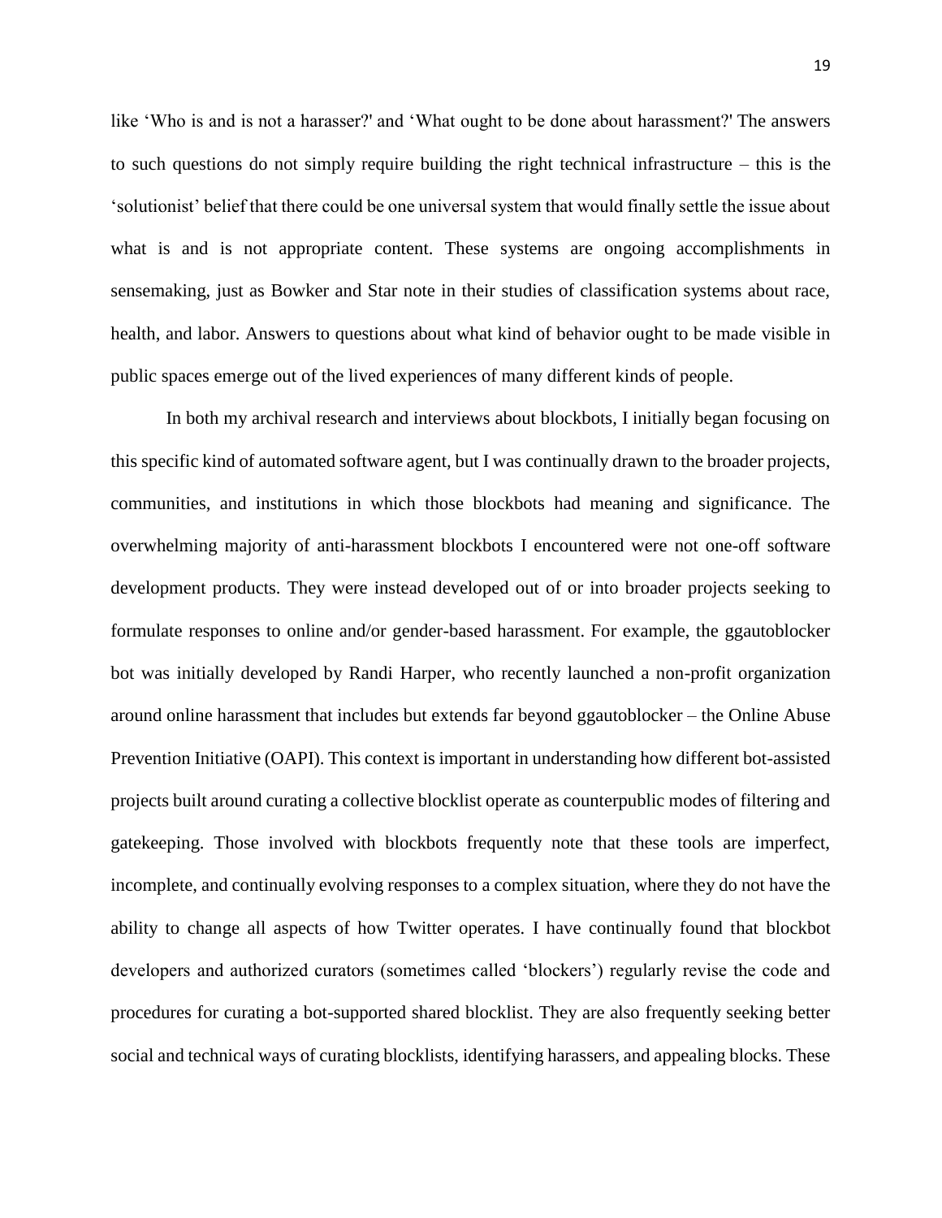like 'Who is and is not a harasser?' and 'What ought to be done about harassment?' The answers to such questions do not simply require building the right technical infrastructure – this is the 'solutionist' belief that there could be one universal system that would finally settle the issue about what is and is not appropriate content. These systems are ongoing accomplishments in sensemaking, just as Bowker and Star note in their studies of classification systems about race, health, and labor. Answers to questions about what kind of behavior ought to be made visible in public spaces emerge out of the lived experiences of many different kinds of people.

In both my archival research and interviews about blockbots, I initially began focusing on this specific kind of automated software agent, but I was continually drawn to the broader projects, communities, and institutions in which those blockbots had meaning and significance. The overwhelming majority of anti-harassment blockbots I encountered were not one-off software development products. They were instead developed out of or into broader projects seeking to formulate responses to online and/or gender-based harassment. For example, the ggautoblocker bot was initially developed by Randi Harper, who recently launched a non-profit organization around online harassment that includes but extends far beyond ggautoblocker – the Online Abuse Prevention Initiative (OAPI). This context is important in understanding how different bot-assisted projects built around curating a collective blocklist operate as counterpublic modes of filtering and gatekeeping. Those involved with blockbots frequently note that these tools are imperfect, incomplete, and continually evolving responses to a complex situation, where they do not have the ability to change all aspects of how Twitter operates. I have continually found that blockbot developers and authorized curators (sometimes called 'blockers') regularly revise the code and procedures for curating a bot-supported shared blocklist. They are also frequently seeking better social and technical ways of curating blocklists, identifying harassers, and appealing blocks. These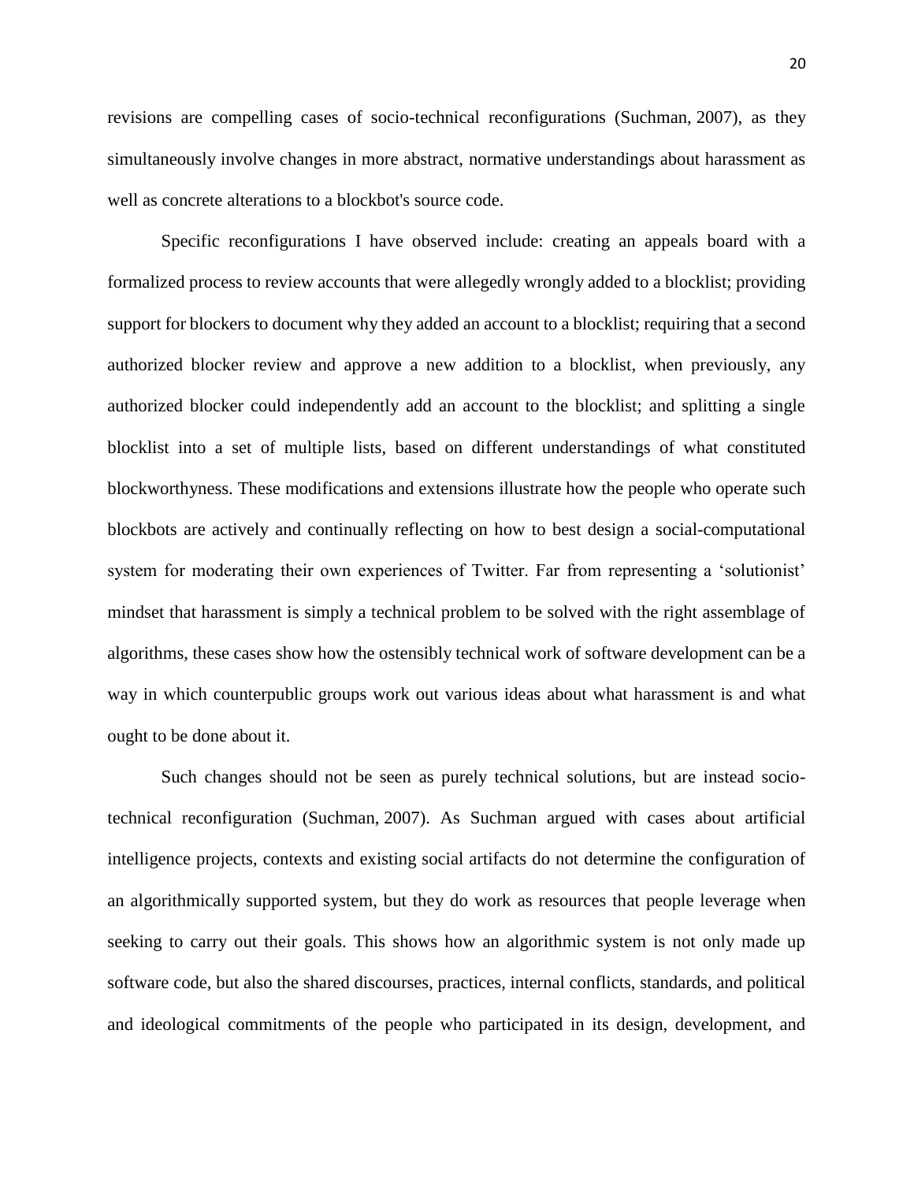revisions are compelling cases of socio-technical reconfigurations (Suchman, 2007), as they simultaneously involve changes in more abstract, normative understandings about harassment as well as concrete alterations to a blockbot's source code.

Specific reconfigurations I have observed include: creating an appeals board with a formalized process to review accounts that were allegedly wrongly added to a blocklist; providing support for blockers to document why they added an account to a blocklist; requiring that a second authorized blocker review and approve a new addition to a blocklist, when previously, any authorized blocker could independently add an account to the blocklist; and splitting a single blocklist into a set of multiple lists, based on different understandings of what constituted blockworthyness. These modifications and extensions illustrate how the people who operate such blockbots are actively and continually reflecting on how to best design a social-computational system for moderating their own experiences of Twitter. Far from representing a 'solutionist' mindset that harassment is simply a technical problem to be solved with the right assemblage of algorithms, these cases show how the ostensibly technical work of software development can be a way in which counterpublic groups work out various ideas about what harassment is and what ought to be done about it.

Such changes should not be seen as purely technical solutions, but are instead socio-technical reconfiguration (Suchman, 2007). As Suchman argued with cases about artificial intelligence projects, contexts and existing social artifacts do not determine the configuration of an algorithmically supported system, but they do work as resources that people leverage when seeking to carry out their goals. This shows how an algorithmic system is not only made up software code, but also the shared discourses, practices, internal conflicts, standards, and political and ideological commitments of the people who participated in its design, development, and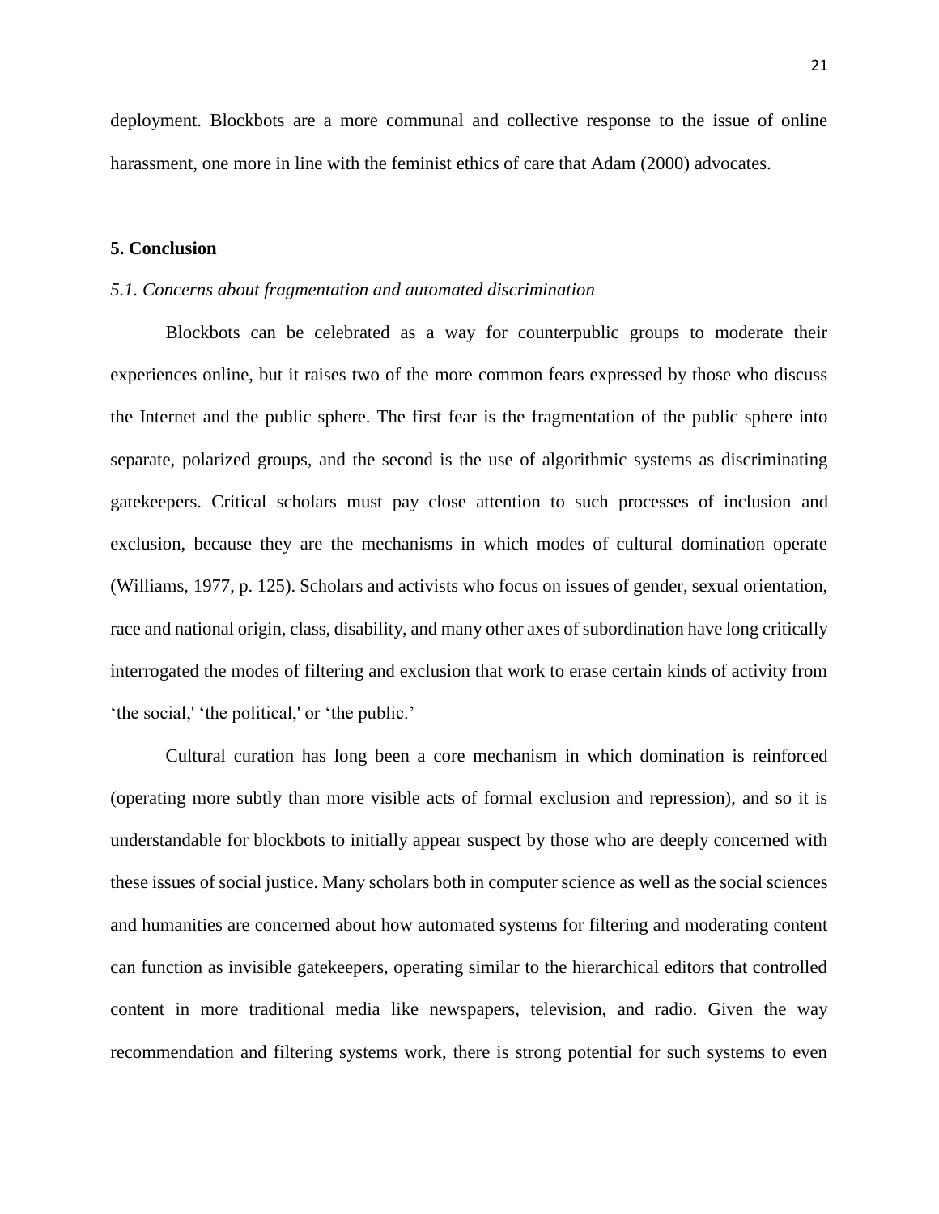deployment. Blockbots are a more communal and collective response to the issue of online harassment, one more in line with the feminist ethics of care that Adam (2000) advocates.

## 5. Conclusion

### *5.1. Concerns about fragmentation and automated discrimination*

Blockbots can be celebrated as a way for counterpublic groups to moderate their experiences online, but it raises two of the more common fears expressed by those who discuss the Internet and the public sphere. The first fear is the fragmentation of the public sphere into separate, polarized groups, and the second is the use of algorithmic systems as discriminating gatekeepers. Critical scholars must pay close attention to such processes of inclusion and exclusion, because they are the mechanisms in which modes of cultural domination operate (Williams, 1977, p. 125). Scholars and activists who focus on issues of gender, sexual orientation, race and national origin, class, disability, and many other axes of subordination have long critically interrogated the modes of filtering and exclusion that work to erase certain kinds of activity from 'the social,' 'the political,' or 'the public.'

Cultural curation has long been a core mechanism in which domination is reinforced (operating more subtly than more visible acts of formal exclusion and repression), and so it is understandable for blockbots to initially appear suspect by those who are deeply concerned with these issues of social justice. Many scholars both in computer science as well as the social sciences and humanities are concerned about how automated systems for filtering and moderating content can function as invisible gatekeepers, operating similar to the hierarchical editors that controlled content in more traditional media like newspapers, television, and radio. Given the way recommendation and filtering systems work, there is strong potential for such systems to even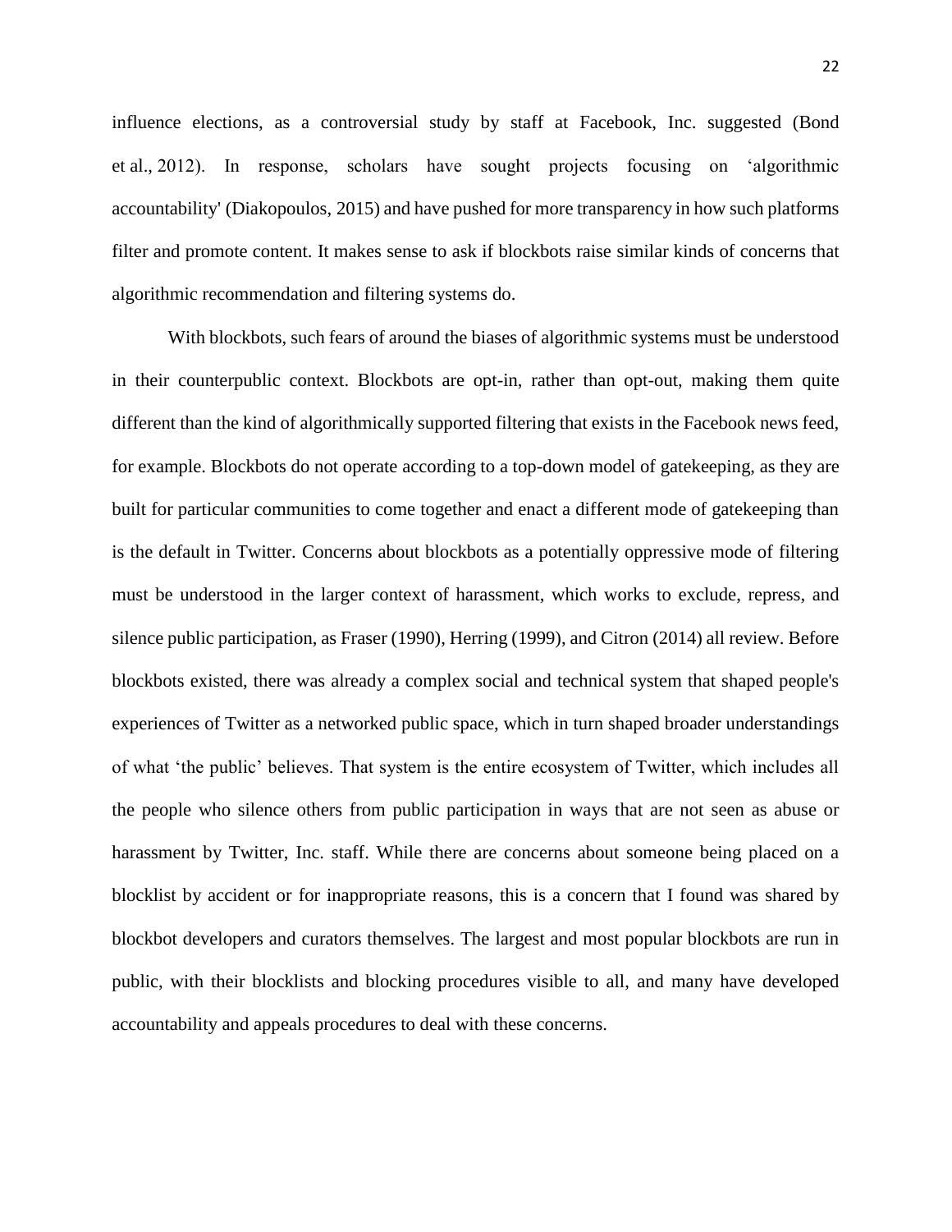influence elections, as a controversial study by staff at Facebook, Inc. suggested (Bond et al., 2012). In response, scholars have sought projects focusing on 'algorithmic accountability' (Diakopoulos, 2015) and have pushed for more transparency in how such platforms filter and promote content. It makes sense to ask if blockbots raise similar kinds of concerns that algorithmic recommendation and filtering systems do.

With blockbots, such fears of around the biases of algorithmic systems must be understood in their counterpublic context. Blockbots are opt-in, rather than opt-out, making them quite different than the kind of algorithmically supported filtering that exists in the Facebook news feed, for example. Blockbots do not operate according to a top-down model of gatekeeping, as they are built for particular communities to come together and enact a different mode of gatekeeping than is the default in Twitter. Concerns about blockbots as a potentially oppressive mode of filtering must be understood in the larger context of harassment, which works to exclude, repress, and silence public participation, as Fraser (1990), Herring (1999), and Citron (2014) all review. Before blockbots existed, there was already a complex social and technical system that shaped people's experiences of Twitter as a networked public space, which in turn shaped broader understandings of what 'the public' believes. That system is the entire ecosystem of Twitter, which includes all the people who silence others from public participation in ways that are not seen as abuse or harassment by Twitter, Inc. staff. While there are concerns about someone being placed on a blocklist by accident or for inappropriate reasons, this is a concern that I found was shared by blockbot developers and curators themselves. The largest and most popular blockbots are run in public, with their blocklists and blocking procedures visible to all, and many have developed accountability and appeals procedures to deal with these concerns.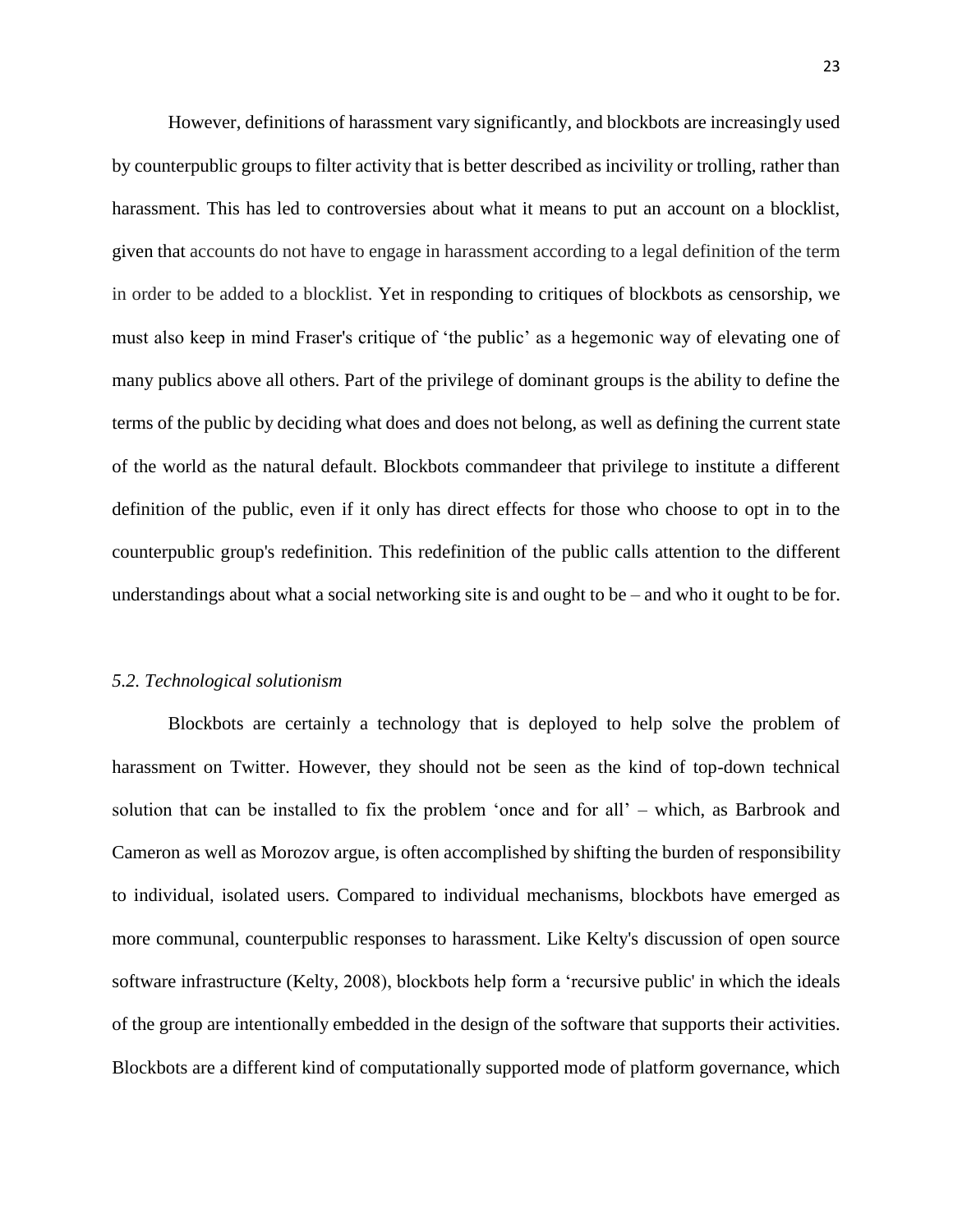However, definitions of harassment vary significantly, and blockbots are increasingly used by counterpublic groups to filter activity that is better described as incivility or trolling, rather than harassment. This has led to controversies about what it means to put an account on a blocklist, given that accounts do not have to engage in harassment according to a legal definition of the term in order to be added to a blocklist. Yet in responding to critiques of blockbots as censorship, we must also keep in mind Fraser's critique of 'the public' as a hegemonic way of elevating one of many publics above all others. Part of the privilege of dominant groups is the ability to define the terms of the public by deciding what does and does not belong, as well as defining the current state of the world as the natural default. Blockbots commandeer that privilege to institute a different definition of the public, even if it only has direct effects for those who choose to opt in to the counterpublic group's redefinition. This redefinition of the public calls attention to the different understandings about what a social networking site is and ought to be – and who it ought to be for.

### *5.2. Technological solutionism*

Blockbots are certainly a technology that is deployed to help solve the problem of harassment on Twitter. However, they should not be seen as the kind of top-down technical solution that can be installed to fix the problem 'once and for all' – which, as Barbrook and Cameron as well as Morozov argue, is often accomplished by shifting the burden of responsibility to individual, isolated users. Compared to individual mechanisms, blockbots have emerged as more communal, counterpublic responses to harassment. Like Kelty's discussion of open source software infrastructure (Kelty, 2008), blockbots help form a 'recursive public' in which the ideals of the group are intentionally embedded in the design of the software that supports their activities. Blockbots are a different kind of computationally supported mode of platform governance, which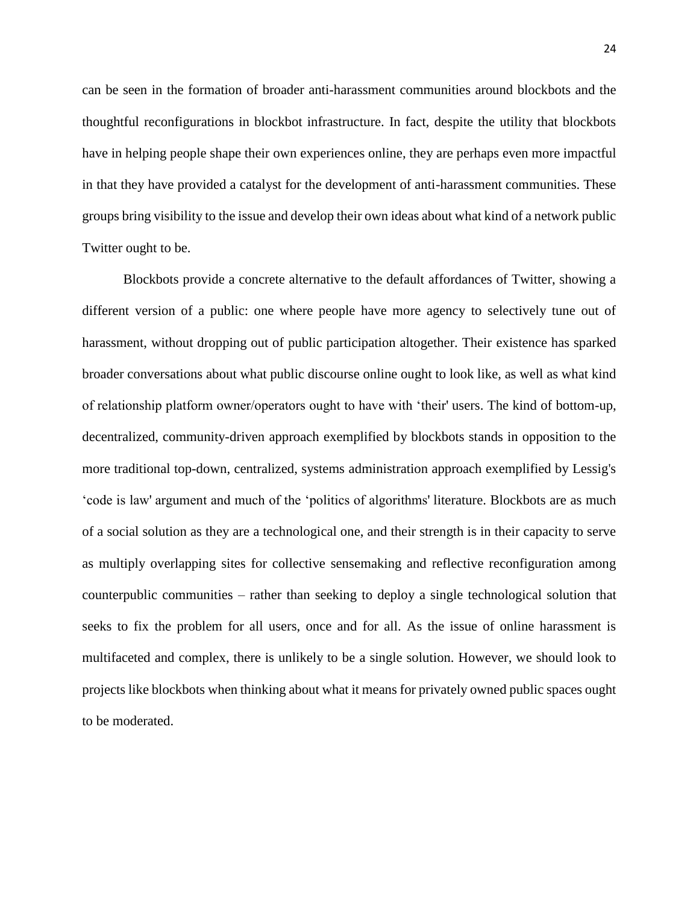can be seen in the formation of broader anti-harassment communities around blockbots and the thoughtful reconfigurations in blockbot infrastructure. In fact, despite the utility that blockbots have in helping people shape their own experiences online, they are perhaps even more impactful in that they have provided a catalyst for the development of anti-harassment communities. These groups bring visibility to the issue and develop their own ideas about what kind of a network public Twitter ought to be.

Blockbots provide a concrete alternative to the default affordances of Twitter, showing a different version of a public: one where people have more agency to selectively tune out of harassment, without dropping out of public participation altogether. Their existence has sparked broader conversations about what public discourse online ought to look like, as well as what kind of relationship platform owner/operators ought to have with 'their' users. The kind of bottom-up, decentralized, community-driven approach exemplified by blockbots stands in opposition to the more traditional top-down, centralized, systems administration approach exemplified by Lessig's 'code is law' argument and much of the 'politics of algorithms' literature. Blockbots are as much of a social solution as they are a technological one, and their strength is in their capacity to serve as multiply overlapping sites for collective sensemaking and reflective reconfiguration among counterpublic communities – rather than seeking to deploy a single technological solution that seeks to fix the problem for all users, once and for all. As the issue of online harassment is multifaceted and complex, there is unlikely to be a single solution. However, we should look to projects like blockbots when thinking about what it means for privately owned public spaces ought to be moderated.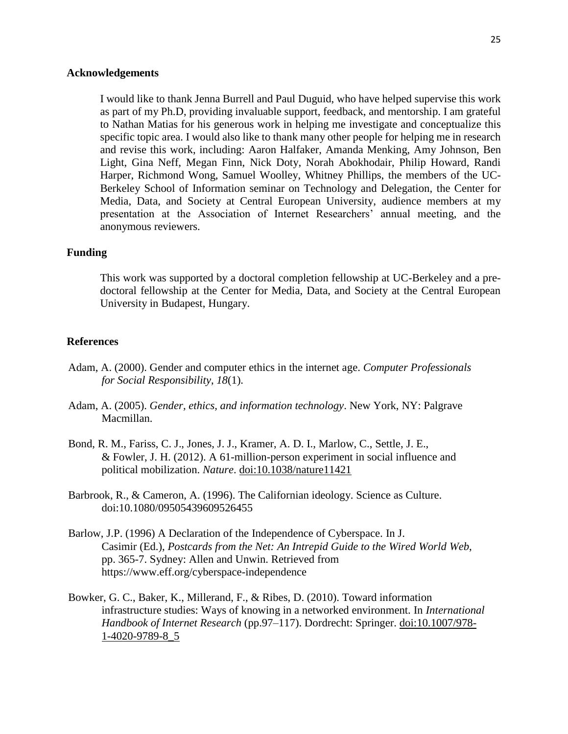## Acknowledgements

I would like to thank Jenna Burrell and Paul Duguid, who have helped supervise this work as part of my Ph.D, providing invaluable support, feedback, and mentorship. I am grateful to Nathan Matias for his generous work in helping me investigate and conceptualize this specific topic area. I would also like to thank many other people for helping me in research and revise this work, including: Aaron Halfaker, Amanda Menking, Amy Johnson, Ben Light, Gina Neff, Megan Finn, Nick Doty, Norah Abokhodair, Philip Howard, Randi Harper, Richmond Wong, Samuel Woolley, Whitney Phillips, the members of the UC-Berkeley School of Information seminar on Technology and Delegation, the Center for Media, Data, and Society at Central European University, audience members at my presentation at the Association of Internet Researchers' annual meeting, and the anonymous reviewers.

## Funding

This work was supported by a doctoral completion fellowship at UC-Berkeley and a pre-doctoral fellowship at the Center for Media, Data, and Society at the Central European University in Budapest, Hungary.

## References

Adam, A. (2000). Gender and computer ethics in the internet age. *Computer Professionals for Social Responsibility*, *18*(1).

Adam, A. (2005). *Gender, ethics, and information technology*. New York, NY: Palgrave Macmillan.

Bond, R. M., Fariss, C. J., Jones, J. J., Kramer, A. D. I., Marlow, C., Settle, J. E., & Fowler, J. H. (2012). A 61-million-person experiment in social influence and political mobilization. *Nature*. doi:10.1038/nature11421

Barbrook, R., & Cameron, A. (1996). The Californian ideology. Science as Culture. doi:10.1080/09505439609526455

Barlow, J.P. (1996) A Declaration of the Independence of Cyberspace. In J. Casimir (Ed.), *Postcards from the Net: An Intrepid Guide to the Wired World Web*, pp. 365-7. Sydney: Allen and Unwin. Retrieved from https://www.eff.org/cyberspace-independence

Bowker, G. C., Baker, K., Millerand, F., & Ribes, D. (2010). Toward information infrastructure studies: Ways of knowing in a networked environment. In *International Handbook of Internet Research* (pp.97–117). Dordrecht: Springer. doi:10.1007/978-1-4020-9789-8_5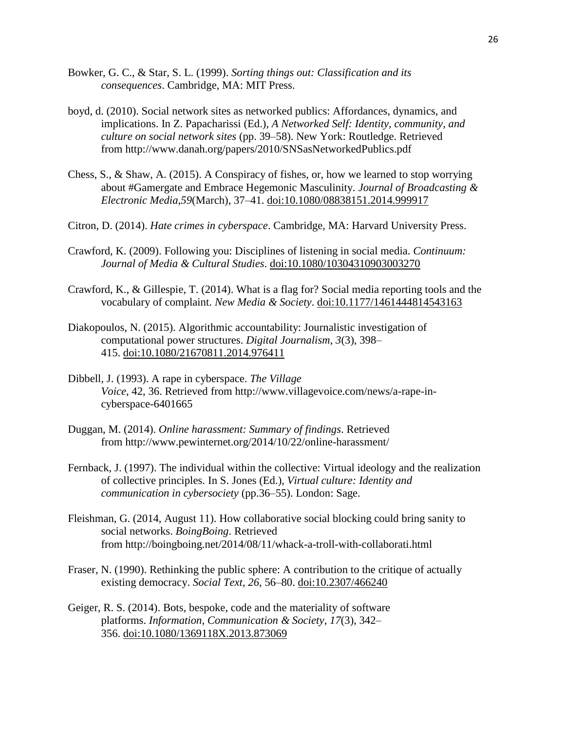Bowker, G. C., & Star, S. L. (1999). *Sorting things out: Classification and its consequences*. Cambridge, MA: MIT Press.

boyd, d. (2010). Social network sites as networked publics: Affordances, dynamics, and implications. In Z. Papacharissi (Ed.), *A Networked Self: Identity, community, and culture on social network sites* (pp. 39–58). New York: Routledge. Retrieved from http://www.danah.org/papers/2010/SNSasNetworkedPublics.pdf

Chess, S., & Shaw, A. (2015). A Conspiracy of fishes, or, how we learned to stop worrying about #Gamergate and Embrace Hegemonic Masculinity. *Journal of Broadcasting & Electronic Media*,*59*(March), 37–41. doi:10.1080/08838151.2014.999917

Citron, D. (2014). *Hate crimes in cyberspace*. Cambridge, MA: Harvard University Press.

Crawford, K. (2009). Following you: Disciplines of listening in social media. *Continuum: Journal of Media & Cultural Studies*. doi:10.1080/10304310903003270

Crawford, K., & Gillespie, T. (2014). What is a flag for? Social media reporting tools and the vocabulary of complaint. *New Media & Society*. doi:10.1177/1461444814543163

Diakopoulos, N. (2015). Algorithmic accountability: Journalistic investigation of computational power structures. *Digital Journalism*, *3*(3), 398–415. doi:10.1080/21670811.2014.976411

Dibbell, J. (1993). A rape in cyberspace. *The Village Voice*, 42, 36. Retrieved from http://www.villagevoice.com/news/a-rape-in-cyberspace-6401665

Duggan, M. (2014). *Online harassment: Summary of findings*. Retrieved from http://www.pewinternet.org/2014/10/22/online-harassment/

Fernback, J. (1997). The individual within the collective: Virtual ideology and the realization of collective principles. In S. Jones (Ed.), *Virtual culture: Identity and communication in cybersociety* (pp.36–55). London: Sage.

Fleishman, G. (2014, August 11). How collaborative social blocking could bring sanity to social networks. *BoingBoing*. Retrieved from http://boingboing.net/2014/08/11/whack-a-troll-with-collaborati.html

Fraser, N. (1990). Rethinking the public sphere: A contribution to the critique of actually existing democracy. *Social Text*, *26*, 56–80. doi:10.2307/466240

Geiger, R. S. (2014). Bots, bespoke, code and the materiality of software platforms. *Information, Communication & Society*, *17*(3), 342–356. doi:10.1080/1369118X.2013.873069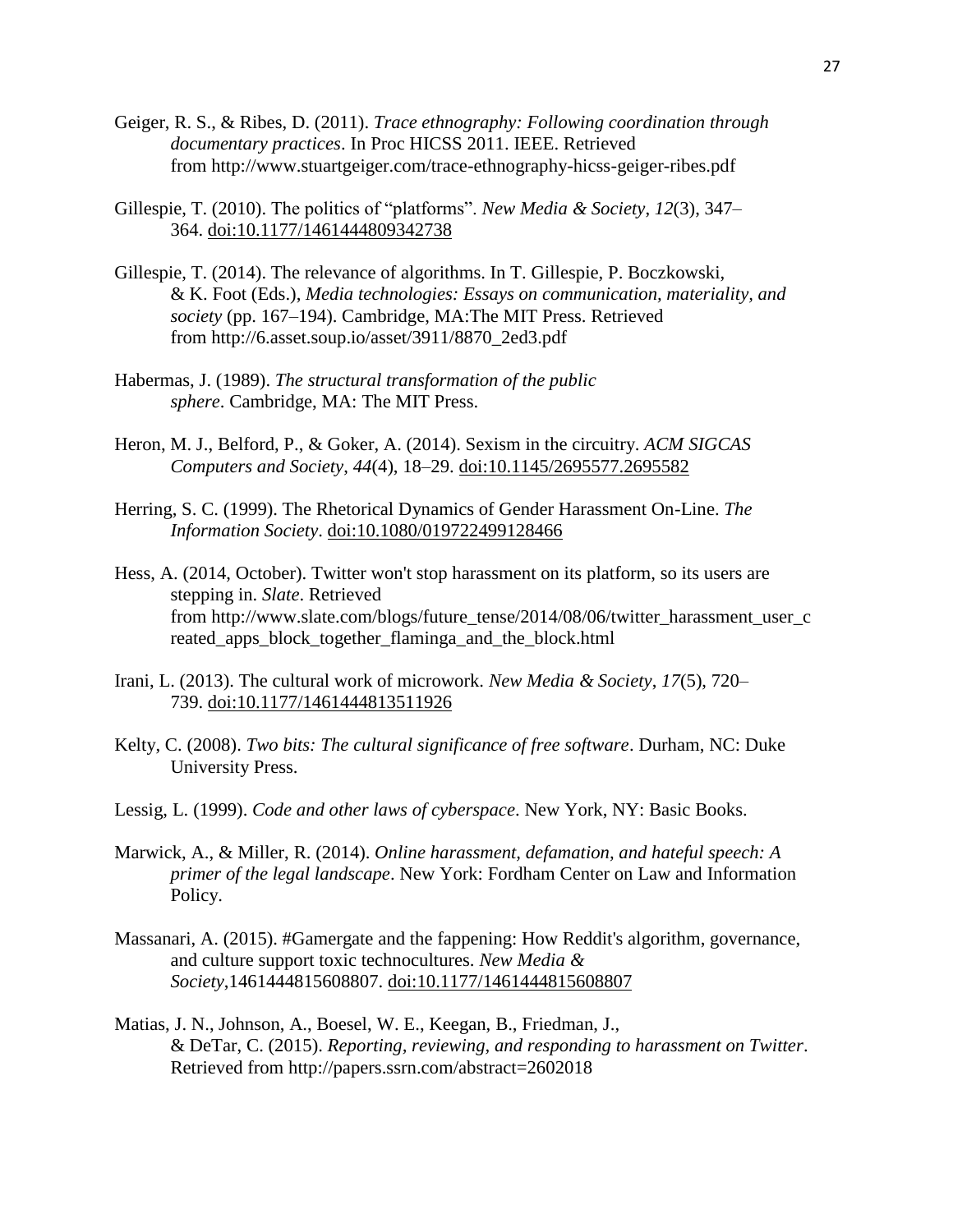Geiger, R. S., & Ribes, D. (2011). *Trace ethnography: Following coordination through documentary practices*. In Proc HICSS 2011. IEEE. Retrieved from http://www.stuartgeiger.com/trace-ethnography-hicss-geiger-ribes.pdf

Gillespie, T. (2010). The politics of "platforms". *New Media & Society*, *12*(3), 347–364. doi:10.1177/1461444809342738

Gillespie, T. (2014). The relevance of algorithms. In T. Gillespie, P. Boczkowski, & K. Foot (Eds.), *Media technologies: Essays on communication, materiality, and society* (pp. 167–194). Cambridge, MA:The MIT Press. Retrieved from http://6.asset.soup.io/asset/3911/8870_2ed3.pdf

Habermas, J. (1989). *The structural transformation of the public sphere*. Cambridge, MA: The MIT Press.

Heron, M. J., Belford, P., & Goker, A. (2014). Sexism in the circuitry. *ACM SIGCAS Computers and Society*, *44*(4), 18–29. doi:10.1145/2695577.2695582

Herring, S. C. (1999). The Rhetorical Dynamics of Gender Harassment On-Line. *The Information Society*. doi:10.1080/019722499128466

Hess, A. (2014, October). Twitter won't stop harassment on its platform, so its users are stepping in. *Slate*. Retrieved from http://www.slate.com/blogs/future_tense/2014/08/06/twitter_harassment_user_created_apps_block_together_flaminga_and_the_block.html

Irani, L. (2013). The cultural work of microwork. *New Media & Society*, *17*(5), 720–739. doi:10.1177/1461444813511926

Kelty, C. (2008). *Two bits: The cultural significance of free software*. Durham, NC: Duke University Press.

Lessig, L. (1999). *Code and other laws of cyberspace*. New York, NY: Basic Books.

Marwick, A., & Miller, R. (2014). *Online harassment, defamation, and hateful speech: A primer of the legal landscape*. New York: Fordham Center on Law and Information Policy.

Massanari, A. (2015). #Gamergate and the fappening: How Reddit's algorithm, governance, and culture support toxic technocultures. *New Media & Society*,1461444815608807. doi:10.1177/1461444815608807

Matias, J. N., Johnson, A., Boesel, W. E., Keegan, B., Friedman, J., & DeTar, C. (2015). *Reporting, reviewing, and responding to harassment on Twitter*. Retrieved from http://papers.ssrn.com/abstract=2602018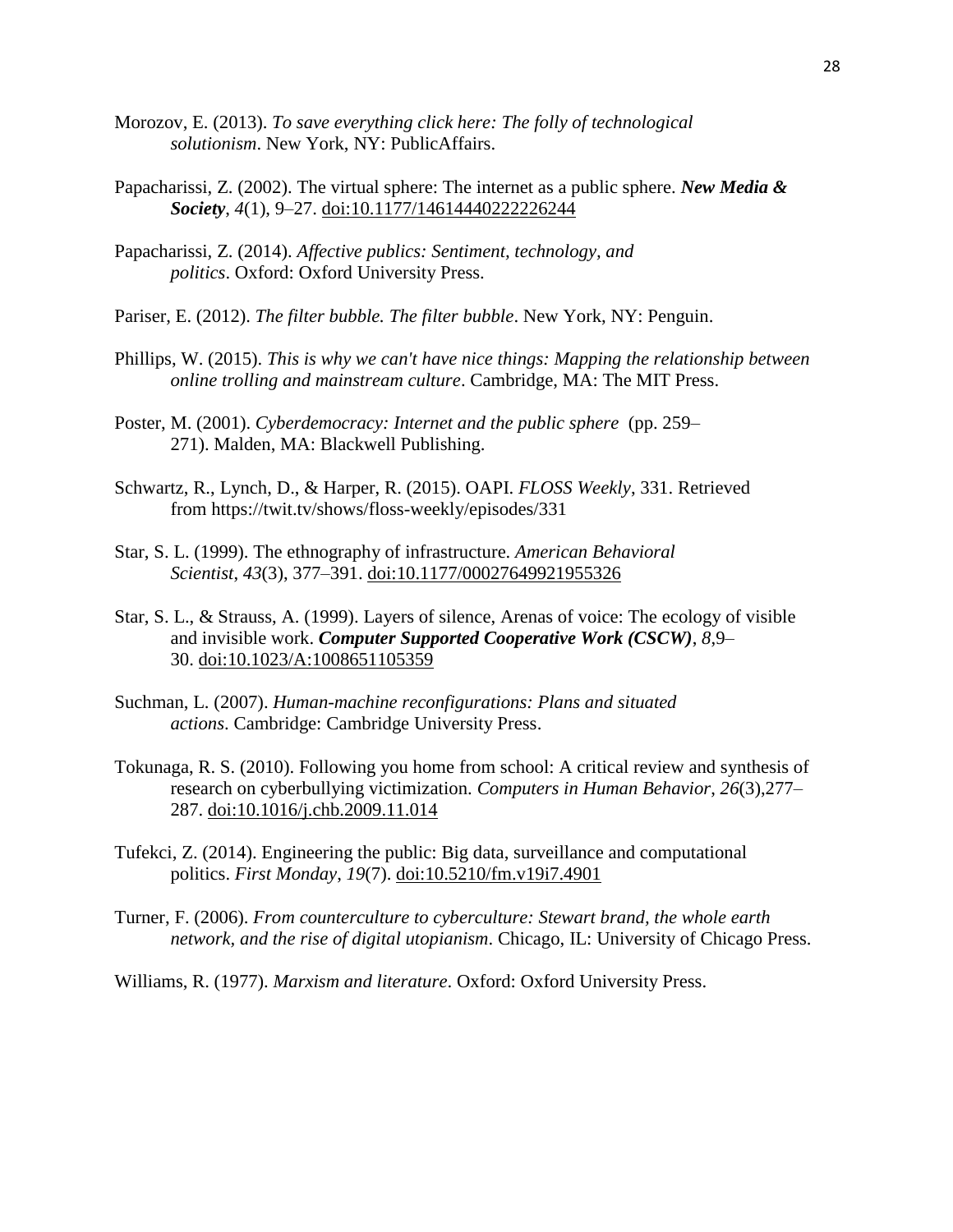Morozov, E. (2013). *To save everything click here: The folly of technological solutionism*. New York, NY: PublicAffairs.

Papacharissi, Z. (2002). The virtual sphere: The internet as a public sphere. ***New Media & Society***, *4*(1), 9–27. doi:10.1177/14614440222226244

Papacharissi, Z. (2014). *Affective publics: Sentiment, technology, and politics*. Oxford: Oxford University Press.

Pariser, E. (2012). *The filter bubble. The filter bubble*. New York, NY: Penguin.

Phillips, W. (2015). *This is why we can't have nice things: Mapping the relationship between online trolling and mainstream culture*. Cambridge, MA: The MIT Press.

Poster, M. (2001). *Cyberdemocracy: Internet and the public sphere* (pp. 259–271). Malden, MA: Blackwell Publishing.

Schwartz, R., Lynch, D., & Harper, R. (2015). OAPI. *FLOSS Weekly*, 331. Retrieved from https://twit.tv/shows/floss-weekly/episodes/331

Star, S. L. (1999). The ethnography of infrastructure. *American Behavioral Scientist*, *43*(3), 377–391. doi:10.1177/00027649921955326

Star, S. L., & Strauss, A. (1999). Layers of silence, Arenas of voice: The ecology of visible and invisible work. ***Computer Supported Cooperative Work (CSCW)***, *8*,9–30. doi:10.1023/A:1008651105359

Suchman, L. (2007). *Human-machine reconfigurations: Plans and situated actions*. Cambridge: Cambridge University Press.

Tokunaga, R. S. (2010). Following you home from school: A critical review and synthesis of research on cyberbullying victimization. *Computers in Human Behavior*, *26*(3),277–287. doi:10.1016/j.chb.2009.11.014

Tufekci, Z. (2014). Engineering the public: Big data, surveillance and computational politics. *First Monday*, *19*(7). doi:10.5210/fm.v19i7.4901

Turner, F. (2006). *From counterculture to cyberculture: Stewart brand, the whole earth network, and the rise of digital utopianism*. Chicago, IL: University of Chicago Press.

Williams, R. (1977). *Marxism and literature*. Oxford: Oxford University Press.